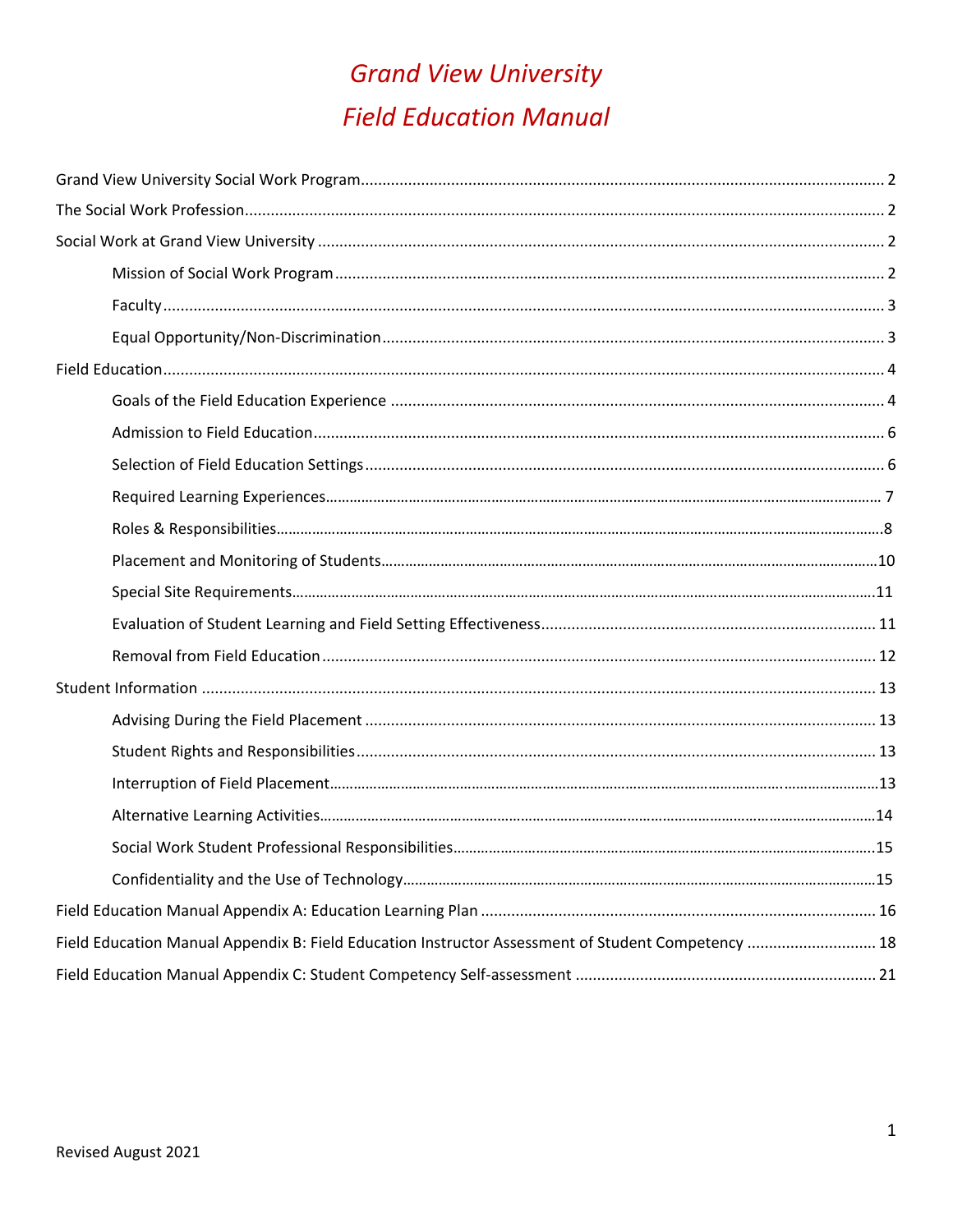# *Grand View University*

# *Field Education Manual*

Grand View University Social Work Program........................................................ 2

The Social Work Profession........................................................ 2

Social Work at Grand View University........................................................ 2

- Mission of Social Work Program........................................................ 2
- Faculty........................................................ 3
- Equal Opportunity/Non-Discrimination........................................................ 3

Field Education........................................................ 4

- Goals of the Field Education Experience........................................................ 4
- Admission to Field Education........................................................ 6
- Selection of Field Education Settings........................................................ 6
- Required Learning Experiences........................................................ 7
- Roles & Responsibilities........................................................ 8
- Placement and Monitoring of Students........................................................ 10
- Special Site Requirements........................................................ 11
- Evaluation of Student Learning and Field Setting Effectiveness........................................................ 11
- Removal from Field Education........................................................ 12

Student Information........................................................ 13

- Advising During the Field Placement........................................................ 13
- Student Rights and Responsibilities........................................................ 13
- Interruption of Field Placement........................................................ 13
- Alternative Learning Activities........................................................ 14
- Social Work Student Professional Responsibilities........................................................ 15
- Confidentiality and the Use of Technology........................................................ 15

Field Education Manual Appendix A: Education Learning Plan........................................................ 16

Field Education Manual Appendix B: Field Education Instructor Assessment of Student Competency........................................................ 18

Field Education Manual Appendix C: Student Competency Self-assessment........................................................ 21

Revised August 2021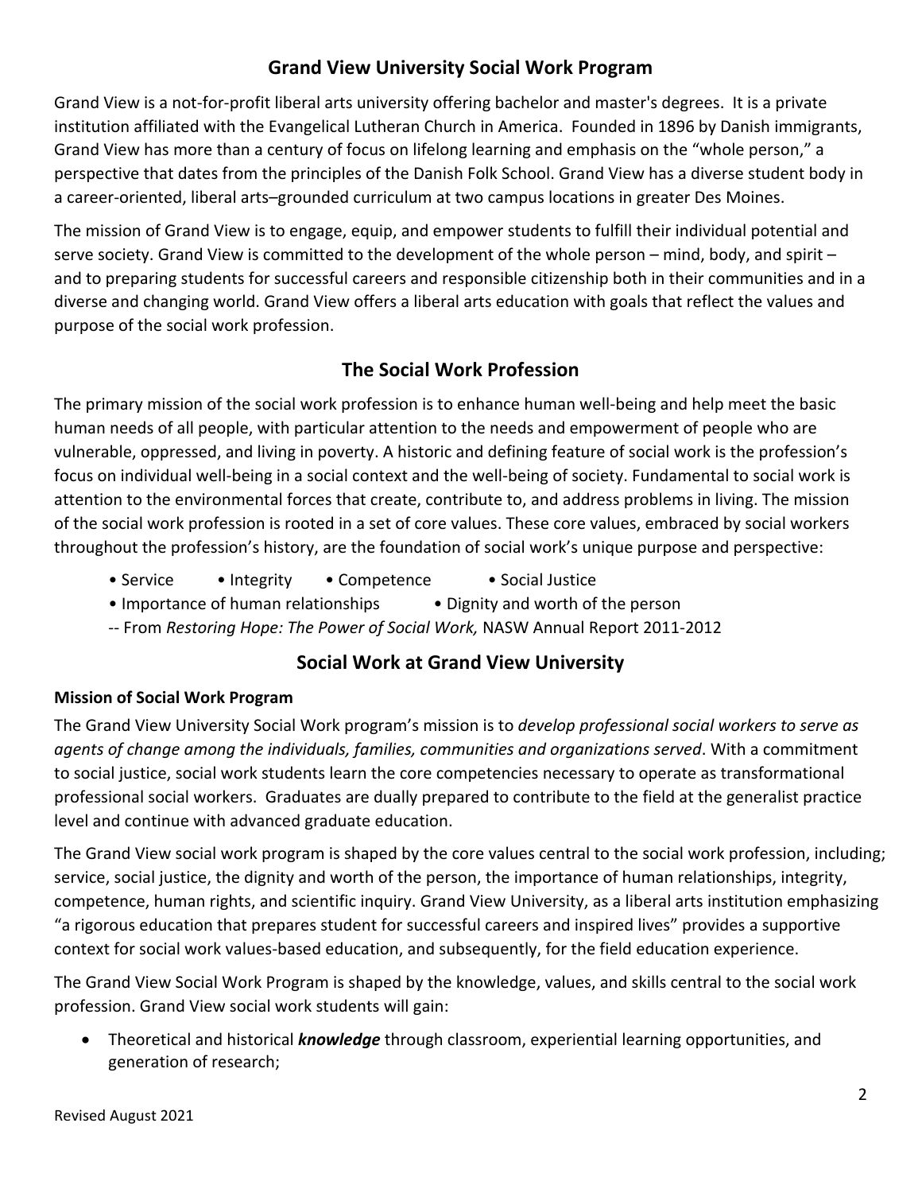## Grand View University Social Work Program

Grand View is a not-for-profit liberal arts university offering bachelor and master's degrees. It is a private institution affiliated with the Evangelical Lutheran Church in America. Founded in 1896 by Danish immigrants, Grand View has more than a century of focus on lifelong learning and emphasis on the "whole person," a perspective that dates from the principles of the Danish Folk School. Grand View has a diverse student body in a career-oriented, liberal arts–grounded curriculum at two campus locations in greater Des Moines.

The mission of Grand View is to engage, equip, and empower students to fulfill their individual potential and serve society. Grand View is committed to the development of the whole person – mind, body, and spirit – and to preparing students for successful careers and responsible citizenship both in their communities and in a diverse and changing world. Grand View offers a liberal arts education with goals that reflect the values and purpose of the social work profession.

## The Social Work Profession

The primary mission of the social work profession is to enhance human well-being and help meet the basic human needs of all people, with particular attention to the needs and empowerment of people who are vulnerable, oppressed, and living in poverty. A historic and defining feature of social work is the profession's focus on individual well-being in a social context and the well-being of society. Fundamental to social work is attention to the environmental forces that create, contribute to, and address problems in living. The mission of the social work profession is rooted in a set of core values. These core values, embraced by social workers throughout the profession's history, are the foundation of social work's unique purpose and perspective:

- Service
- Integrity
- Competence
- Social Justice
- Importance of human relationships
- Dignity and worth of the person

-- From *Restoring Hope: The Power of Social Work,* NASW Annual Report 2011-2012

## Social Work at Grand View University

**Mission of Social Work Program**

The Grand View University Social Work program's mission is to *develop professional social workers to serve as agents of change among the individuals, families, communities and organizations served*. With a commitment to social justice, social work students learn the core competencies necessary to operate as transformational professional social workers. Graduates are dually prepared to contribute to the field at the generalist practice level and continue with advanced graduate education.

The Grand View social work program is shaped by the core values central to the social work profession, including; service, social justice, the dignity and worth of the person, the importance of human relationships, integrity, competence, human rights, and scientific inquiry. Grand View University, as a liberal arts institution emphasizing "a rigorous education that prepares student for successful careers and inspired lives" provides a supportive context for social work values-based education, and subsequently, for the field education experience.

The Grand View Social Work Program is shaped by the knowledge, values, and skills central to the social work profession. Grand View social work students will gain:

- Theoretical and historical ***knowledge*** through classroom, experiential learning opportunities, and generation of research;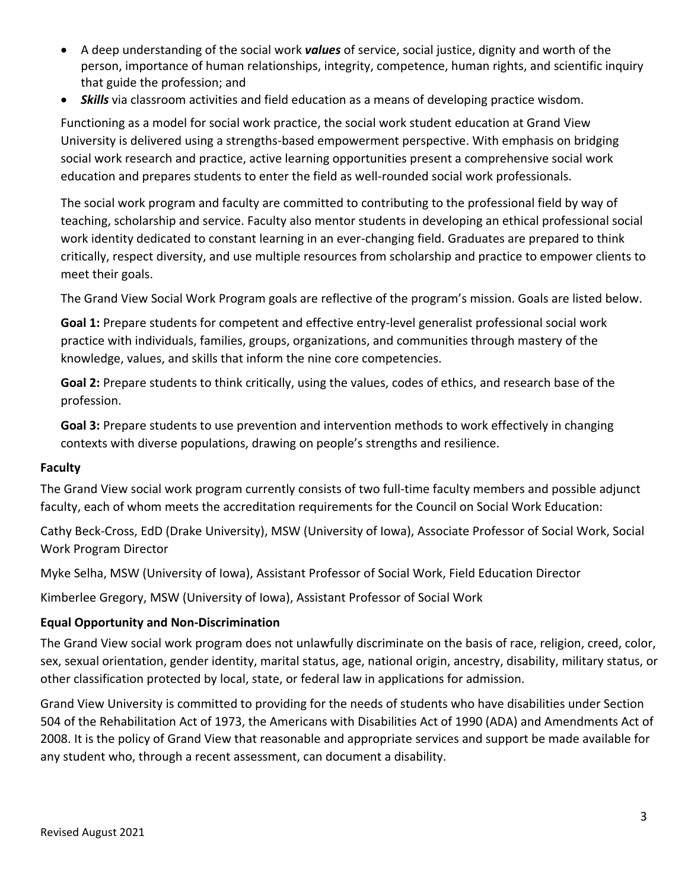- A deep understanding of the social work ***values*** of service, social justice, dignity and worth of the person, importance of human relationships, integrity, competence, human rights, and scientific inquiry that guide the profession; and
- ***Skills*** via classroom activities and field education as a means of developing practice wisdom.

Functioning as a model for social work practice, the social work student education at Grand View University is delivered using a strengths-based empowerment perspective. With emphasis on bridging social work research and practice, active learning opportunities present a comprehensive social work education and prepares students to enter the field as well-rounded social work professionals.

The social work program and faculty are committed to contributing to the professional field by way of teaching, scholarship and service. Faculty also mentor students in developing an ethical professional social work identity dedicated to constant learning in an ever-changing field. Graduates are prepared to think critically, respect diversity, and use multiple resources from scholarship and practice to empower clients to meet their goals.

The Grand View Social Work Program goals are reflective of the program's mission. Goals are listed below.

**Goal 1:** Prepare students for competent and effective entry-level generalist professional social work practice with individuals, families, groups, organizations, and communities through mastery of the knowledge, values, and skills that inform the nine core competencies.

**Goal 2:** Prepare students to think critically, using the values, codes of ethics, and research base of the profession.

**Goal 3:** Prepare students to use prevention and intervention methods to work effectively in changing contexts with diverse populations, drawing on people's strengths and resilience.

**Faculty**

The Grand View social work program currently consists of two full-time faculty members and possible adjunct faculty, each of whom meets the accreditation requirements for the Council on Social Work Education:

Cathy Beck-Cross, EdD (Drake University), MSW (University of Iowa), Associate Professor of Social Work, Social Work Program Director

Myke Selha, MSW (University of Iowa), Assistant Professor of Social Work, Field Education Director

Kimberlee Gregory, MSW (University of Iowa), Assistant Professor of Social Work

**Equal Opportunity and Non-Discrimination**

The Grand View social work program does not unlawfully discriminate on the basis of race, religion, creed, color, sex, sexual orientation, gender identity, marital status, age, national origin, ancestry, disability, military status, or other classification protected by local, state, or federal law in applications for admission.

Grand View University is committed to providing for the needs of students who have disabilities under Section 504 of the Rehabilitation Act of 1973, the Americans with Disabilities Act of 1990 (ADA) and Amendments Act of 2008. It is the policy of Grand View that reasonable and appropriate services and support be made available for any student who, through a recent assessment, can document a disability.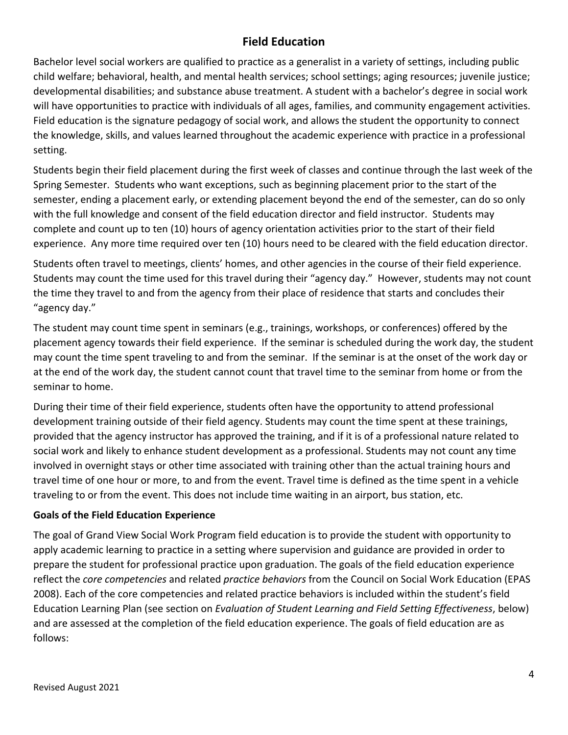## Field Education

Bachelor level social workers are qualified to practice as a generalist in a variety of settings, including public child welfare; behavioral, health, and mental health services; school settings; aging resources; juvenile justice; developmental disabilities; and substance abuse treatment. A student with a bachelor's degree in social work will have opportunities to practice with individuals of all ages, families, and community engagement activities. Field education is the signature pedagogy of social work, and allows the student the opportunity to connect the knowledge, skills, and values learned throughout the academic experience with practice in a professional setting.

Students begin their field placement during the first week of classes and continue through the last week of the Spring Semester. Students who want exceptions, such as beginning placement prior to the start of the semester, ending a placement early, or extending placement beyond the end of the semester, can do so only with the full knowledge and consent of the field education director and field instructor. Students may complete and count up to ten (10) hours of agency orientation activities prior to the start of their field experience. Any more time required over ten (10) hours need to be cleared with the field education director.

Students often travel to meetings, clients' homes, and other agencies in the course of their field experience. Students may count the time used for this travel during their "agency day." However, students may not count the time they travel to and from the agency from their place of residence that starts and concludes their "agency day."

The student may count time spent in seminars (e.g., trainings, workshops, or conferences) offered by the placement agency towards their field experience. If the seminar is scheduled during the work day, the student may count the time spent traveling to and from the seminar. If the seminar is at the onset of the work day or at the end of the work day, the student cannot count that travel time to the seminar from home or from the seminar to home.

During their time of their field experience, students often have the opportunity to attend professional development training outside of their field agency. Students may count the time spent at these trainings, provided that the agency instructor has approved the training, and if it is of a professional nature related to social work and likely to enhance student development as a professional. Students may not count any time involved in overnight stays or other time associated with training other than the actual training hours and travel time of one hour or more, to and from the event. Travel time is defined as the time spent in a vehicle traveling to or from the event. This does not include time waiting in an airport, bus station, etc.

### Goals of the Field Education Experience

The goal of Grand View Social Work Program field education is to provide the student with opportunity to apply academic learning to practice in a setting where supervision and guidance are provided in order to prepare the student for professional practice upon graduation. The goals of the field education experience reflect the *core competencies* and related *practice behaviors* from the Council on Social Work Education (EPAS 2008). Each of the core competencies and related practice behaviors is included within the student's field Education Learning Plan (see section on *Evaluation of Student Learning and Field Setting Effectiveness*, below) and are assessed at the completion of the field education experience. The goals of field education are as follows: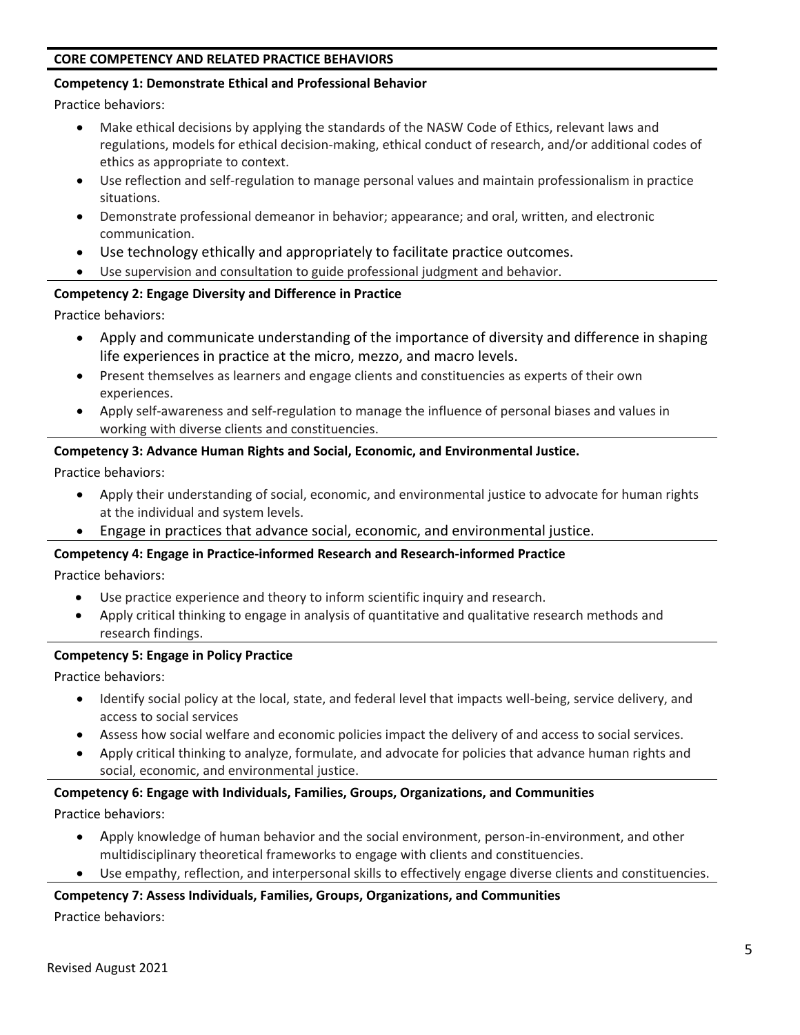**CORE COMPETENCY AND RELATED PRACTICE BEHAVIORS**

**Competency 1: Demonstrate Ethical and Professional Behavior**

Practice behaviors:

- Make ethical decisions by applying the standards of the NASW Code of Ethics, relevant laws and regulations, models for ethical decision-making, ethical conduct of research, and/or additional codes of ethics as appropriate to context.
- Use reflection and self-regulation to manage personal values and maintain professionalism in practice situations.
- Demonstrate professional demeanor in behavior; appearance; and oral, written, and electronic communication.
- Use technology ethically and appropriately to facilitate practice outcomes.
- Use supervision and consultation to guide professional judgment and behavior.

**Competency 2: Engage Diversity and Difference in Practice**

Practice behaviors:

- Apply and communicate understanding of the importance of diversity and difference in shaping life experiences in practice at the micro, mezzo, and macro levels.
- Present themselves as learners and engage clients and constituencies as experts of their own experiences.
- Apply self-awareness and self-regulation to manage the influence of personal biases and values in working with diverse clients and constituencies.

**Competency 3: Advance Human Rights and Social, Economic, and Environmental Justice.**

Practice behaviors:

- Apply their understanding of social, economic, and environmental justice to advocate for human rights at the individual and system levels.
- Engage in practices that advance social, economic, and environmental justice.

**Competency 4: Engage in Practice-informed Research and Research-informed Practice**

Practice behaviors:

- Use practice experience and theory to inform scientific inquiry and research.
- Apply critical thinking to engage in analysis of quantitative and qualitative research methods and research findings.

**Competency 5: Engage in Policy Practice**

Practice behaviors:

- Identify social policy at the local, state, and federal level that impacts well-being, service delivery, and access to social services
- Assess how social welfare and economic policies impact the delivery of and access to social services.
- Apply critical thinking to analyze, formulate, and advocate for policies that advance human rights and social, economic, and environmental justice.

**Competency 6: Engage with Individuals, Families, Groups, Organizations, and Communities**

Practice behaviors:

- Apply knowledge of human behavior and the social environment, person-in-environment, and other multidisciplinary theoretical frameworks to engage with clients and constituencies.
- Use empathy, reflection, and interpersonal skills to effectively engage diverse clients and constituencies.

**Competency 7: Assess Individuals, Families, Groups, Organizations, and Communities**

Practice behaviors: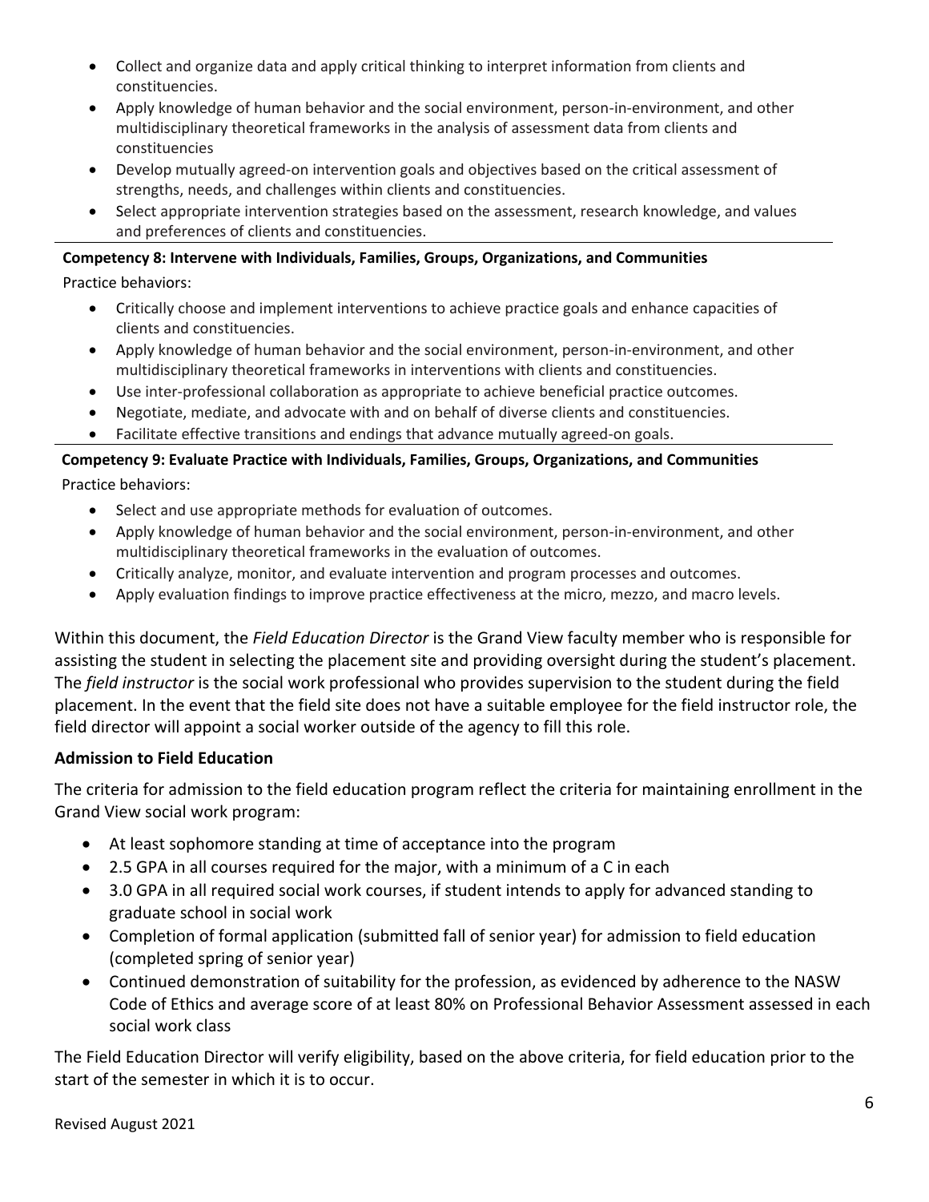- Collect and organize data and apply critical thinking to interpret information from clients and constituencies.
- Apply knowledge of human behavior and the social environment, person-in-environment, and other multidisciplinary theoretical frameworks in the analysis of assessment data from clients and constituencies
- Develop mutually agreed-on intervention goals and objectives based on the critical assessment of strengths, needs, and challenges within clients and constituencies.
- Select appropriate intervention strategies based on the assessment, research knowledge, and values and preferences of clients and constituencies.

**Competency 8: Intervene with Individuals, Families, Groups, Organizations, and Communities**

Practice behaviors:

- Critically choose and implement interventions to achieve practice goals and enhance capacities of clients and constituencies.
- Apply knowledge of human behavior and the social environment, person-in-environment, and other multidisciplinary theoretical frameworks in interventions with clients and constituencies.
- Use inter-professional collaboration as appropriate to achieve beneficial practice outcomes.
- Negotiate, mediate, and advocate with and on behalf of diverse clients and constituencies.
- Facilitate effective transitions and endings that advance mutually agreed-on goals.

**Competency 9: Evaluate Practice with Individuals, Families, Groups, Organizations, and Communities**

Practice behaviors:

- Select and use appropriate methods for evaluation of outcomes.
- Apply knowledge of human behavior and the social environment, person-in-environment, and other multidisciplinary theoretical frameworks in the evaluation of outcomes.
- Critically analyze, monitor, and evaluate intervention and program processes and outcomes.
- Apply evaluation findings to improve practice effectiveness at the micro, mezzo, and macro levels.

Within this document, the *Field Education Director* is the Grand View faculty member who is responsible for assisting the student in selecting the placement site and providing oversight during the student's placement. The *field instructor* is the social work professional who provides supervision to the student during the field placement. In the event that the field site does not have a suitable employee for the field instructor role, the field director will appoint a social worker outside of the agency to fill this role.

### Admission to Field Education

The criteria for admission to the field education program reflect the criteria for maintaining enrollment in the Grand View social work program:

- At least sophomore standing at time of acceptance into the program
- 2.5 GPA in all courses required for the major, with a minimum of a C in each
- 3.0 GPA in all required social work courses, if student intends to apply for advanced standing to graduate school in social work
- Completion of formal application (submitted fall of senior year) for admission to field education (completed spring of senior year)
- Continued demonstration of suitability for the profession, as evidenced by adherence to the NASW Code of Ethics and average score of at least 80% on Professional Behavior Assessment assessed in each social work class

The Field Education Director will verify eligibility, based on the above criteria, for field education prior to the start of the semester in which it is to occur.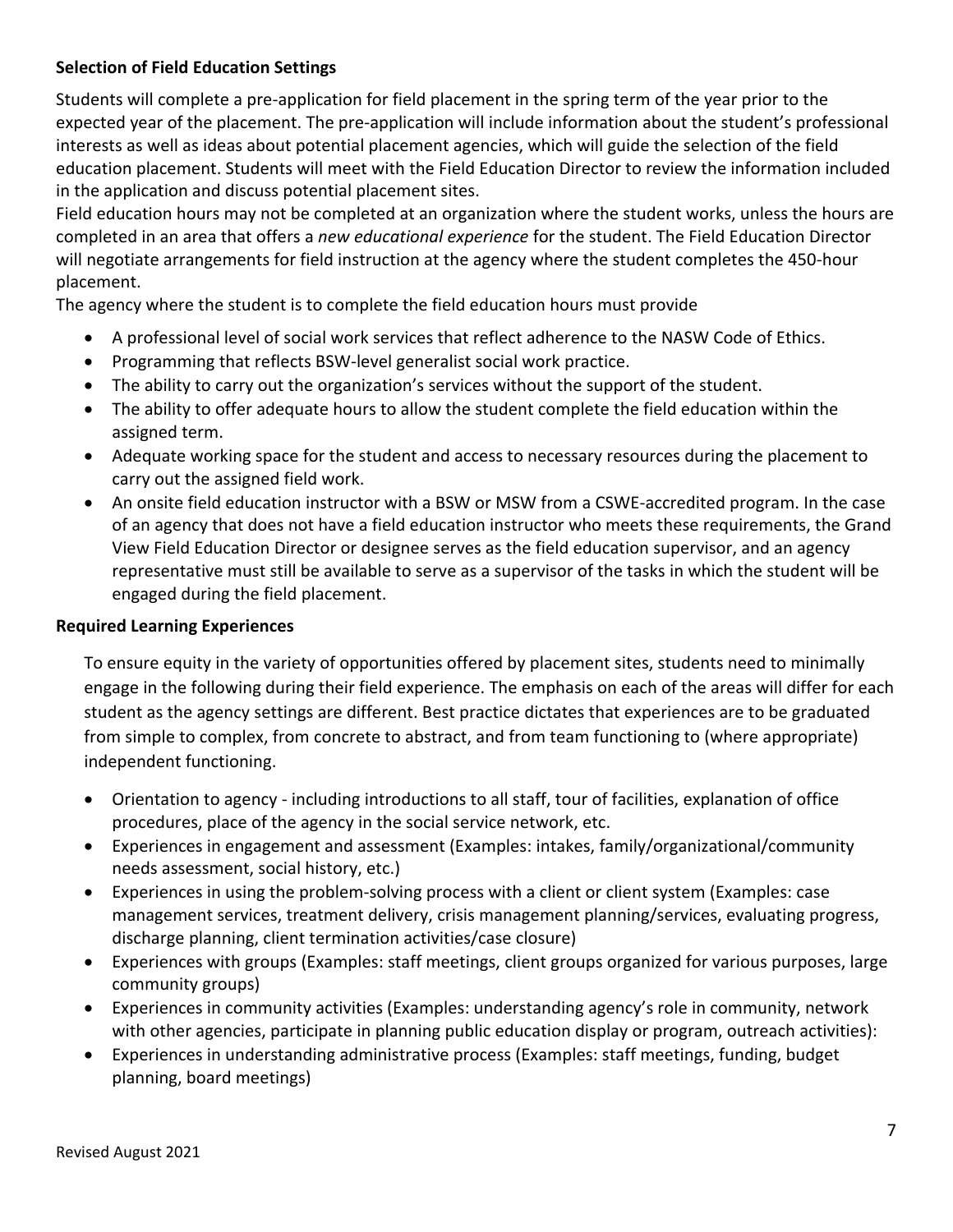**Selection of Field Education Settings**

Students will complete a pre-application for field placement in the spring term of the year prior to the expected year of the placement. The pre-application will include information about the student's professional interests as well as ideas about potential placement agencies, which will guide the selection of the field education placement. Students will meet with the Field Education Director to review the information included in the application and discuss potential placement sites.

Field education hours may not be completed at an organization where the student works, unless the hours are completed in an area that offers a *new educational experience* for the student. The Field Education Director will negotiate arrangements for field instruction at the agency where the student completes the 450-hour placement.

The agency where the student is to complete the field education hours must provide

- A professional level of social work services that reflect adherence to the NASW Code of Ethics.
- Programming that reflects BSW-level generalist social work practice.
- The ability to carry out the organization's services without the support of the student.
- The ability to offer adequate hours to allow the student complete the field education within the assigned term.
- Adequate working space for the student and access to necessary resources during the placement to carry out the assigned field work.
- An onsite field education instructor with a BSW or MSW from a CSWE-accredited program. In the case of an agency that does not have a field education instructor who meets these requirements, the Grand View Field Education Director or designee serves as the field education supervisor, and an agency representative must still be available to serve as a supervisor of the tasks in which the student will be engaged during the field placement.

**Required Learning Experiences**

To ensure equity in the variety of opportunities offered by placement sites, students need to minimally engage in the following during their field experience. The emphasis on each of the areas will differ for each student as the agency settings are different. Best practice dictates that experiences are to be graduated from simple to complex, from concrete to abstract, and from team functioning to (where appropriate) independent functioning.

- Orientation to agency - including introductions to all staff, tour of facilities, explanation of office procedures, place of the agency in the social service network, etc.
- Experiences in engagement and assessment (Examples: intakes, family/organizational/community needs assessment, social history, etc.)
- Experiences in using the problem-solving process with a client or client system (Examples: case management services, treatment delivery, crisis management planning/services, evaluating progress, discharge planning, client termination activities/case closure)
- Experiences with groups (Examples: staff meetings, client groups organized for various purposes, large community groups)
- Experiences in community activities (Examples: understanding agency's role in community, network with other agencies, participate in planning public education display or program, outreach activities):
- Experiences in understanding administrative process (Examples: staff meetings, funding, budget planning, board meetings)

Revised August 2021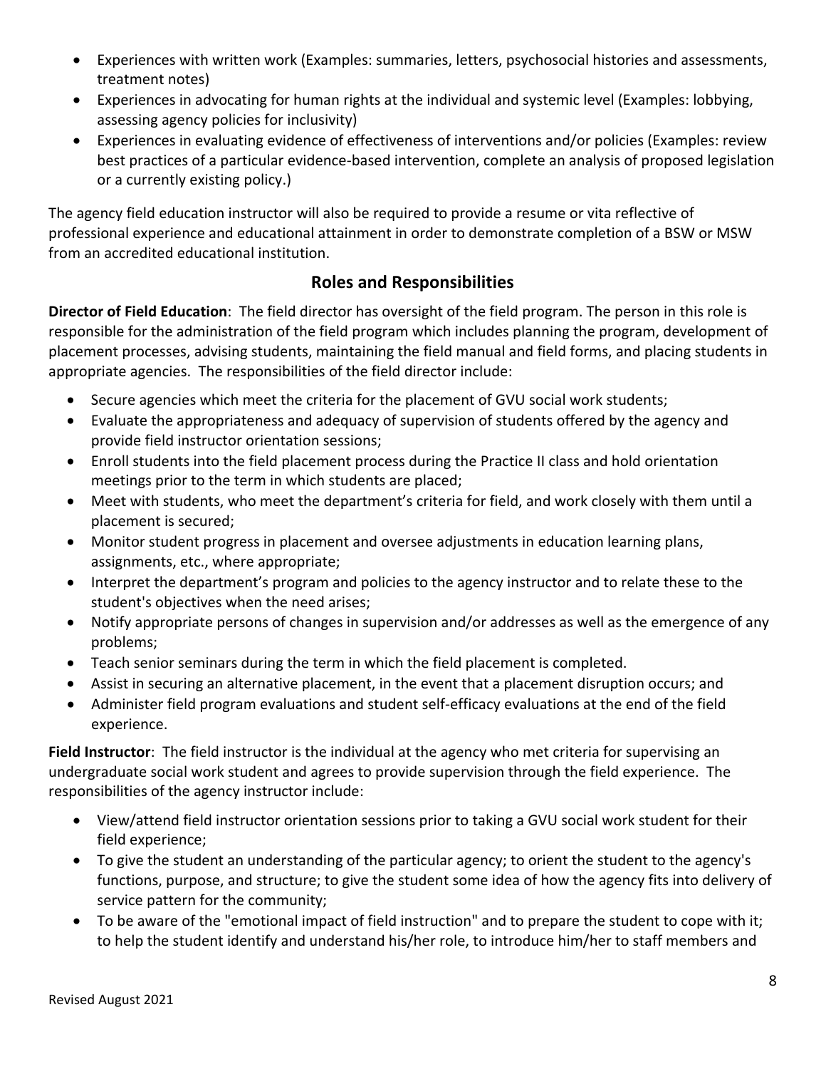- Experiences with written work (Examples: summaries, letters, psychosocial histories and assessments, treatment notes)
- Experiences in advocating for human rights at the individual and systemic level (Examples: lobbying, assessing agency policies for inclusivity)
- Experiences in evaluating evidence of effectiveness of interventions and/or policies (Examples: review best practices of a particular evidence-based intervention, complete an analysis of proposed legislation or a currently existing policy.)

The agency field education instructor will also be required to provide a resume or vita reflective of professional experience and educational attainment in order to demonstrate completion of a BSW or MSW from an accredited educational institution.

## Roles and Responsibilities

**Director of Field Education**: The field director has oversight of the field program. The person in this role is responsible for the administration of the field program which includes planning the program, development of placement processes, advising students, maintaining the field manual and field forms, and placing students in appropriate agencies. The responsibilities of the field director include:

- Secure agencies which meet the criteria for the placement of GVU social work students;
- Evaluate the appropriateness and adequacy of supervision of students offered by the agency and provide field instructor orientation sessions;
- Enroll students into the field placement process during the Practice II class and hold orientation meetings prior to the term in which students are placed;
- Meet with students, who meet the department's criteria for field, and work closely with them until a placement is secured;
- Monitor student progress in placement and oversee adjustments in education learning plans, assignments, etc., where appropriate;
- Interpret the department's program and policies to the agency instructor and to relate these to the student's objectives when the need arises;
- Notify appropriate persons of changes in supervision and/or addresses as well as the emergence of any problems;
- Teach senior seminars during the term in which the field placement is completed.
- Assist in securing an alternative placement, in the event that a placement disruption occurs; and
- Administer field program evaluations and student self-efficacy evaluations at the end of the field experience.

**Field Instructor**: The field instructor is the individual at the agency who met criteria for supervising an undergraduate social work student and agrees to provide supervision through the field experience. The responsibilities of the agency instructor include:

- View/attend field instructor orientation sessions prior to taking a GVU social work student for their field experience;
- To give the student an understanding of the particular agency; to orient the student to the agency's functions, purpose, and structure; to give the student some idea of how the agency fits into delivery of service pattern for the community;
- To be aware of the "emotional impact of field instruction" and to prepare the student to cope with it; to help the student identify and understand his/her role, to introduce him/her to staff members and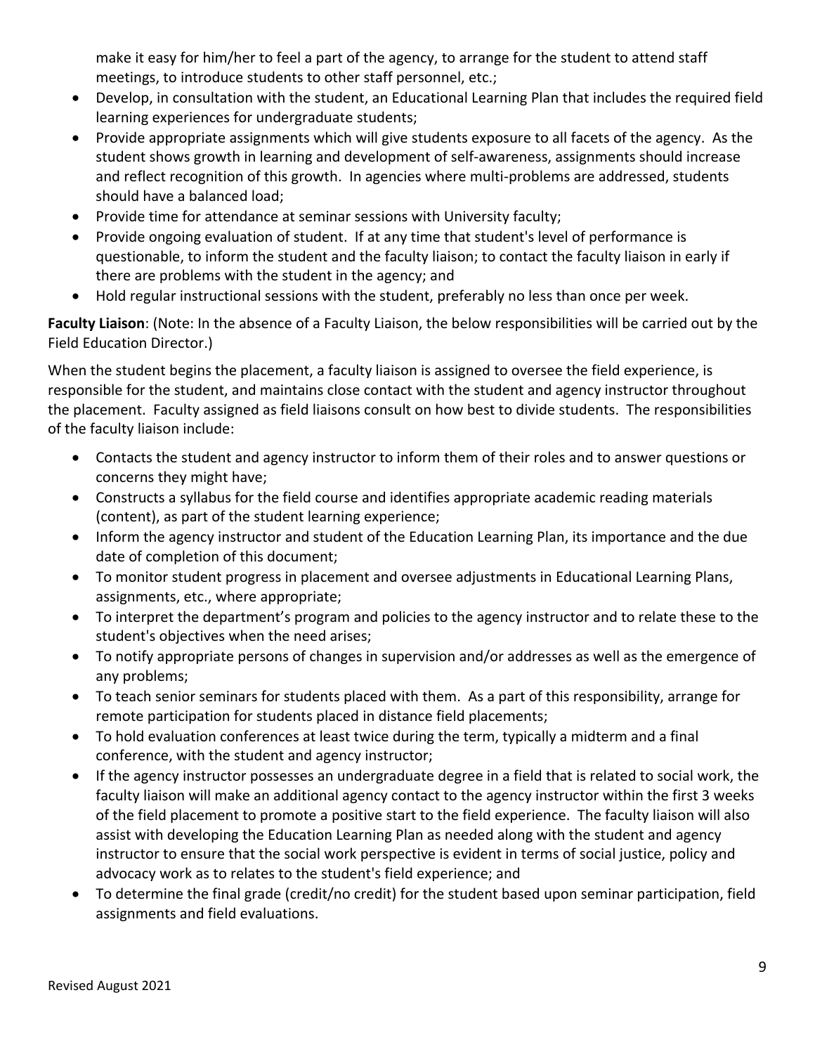make it easy for him/her to feel a part of the agency, to arrange for the student to attend staff meetings, to introduce students to other staff personnel, etc.;

- Develop, in consultation with the student, an Educational Learning Plan that includes the required field learning experiences for undergraduate students;
- Provide appropriate assignments which will give students exposure to all facets of the agency. As the student shows growth in learning and development of self-awareness, assignments should increase and reflect recognition of this growth. In agencies where multi-problems are addressed, students should have a balanced load;
- Provide time for attendance at seminar sessions with University faculty;
- Provide ongoing evaluation of student. If at any time that student's level of performance is questionable, to inform the student and the faculty liaison; to contact the faculty liaison in early if there are problems with the student in the agency; and
- Hold regular instructional sessions with the student, preferably no less than once per week.

**Faculty Liaison**: (Note: In the absence of a Faculty Liaison, the below responsibilities will be carried out by the Field Education Director.)

When the student begins the placement, a faculty liaison is assigned to oversee the field experience, is responsible for the student, and maintains close contact with the student and agency instructor throughout the placement. Faculty assigned as field liaisons consult on how best to divide students. The responsibilities of the faculty liaison include:

- Contacts the student and agency instructor to inform them of their roles and to answer questions or concerns they might have;
- Constructs a syllabus for the field course and identifies appropriate academic reading materials (content), as part of the student learning experience;
- Inform the agency instructor and student of the Education Learning Plan, its importance and the due date of completion of this document;
- To monitor student progress in placement and oversee adjustments in Educational Learning Plans, assignments, etc., where appropriate;
- To interpret the department's program and policies to the agency instructor and to relate these to the student's objectives when the need arises;
- To notify appropriate persons of changes in supervision and/or addresses as well as the emergence of any problems;
- To teach senior seminars for students placed with them. As a part of this responsibility, arrange for remote participation for students placed in distance field placements;
- To hold evaluation conferences at least twice during the term, typically a midterm and a final conference, with the student and agency instructor;
- If the agency instructor possesses an undergraduate degree in a field that is related to social work, the faculty liaison will make an additional agency contact to the agency instructor within the first 3 weeks of the field placement to promote a positive start to the field experience. The faculty liaison will also assist with developing the Education Learning Plan as needed along with the student and agency instructor to ensure that the social work perspective is evident in terms of social justice, policy and advocacy work as to relates to the student's field experience; and
- To determine the final grade (credit/no credit) for the student based upon seminar participation, field assignments and field evaluations.

Revised August 2021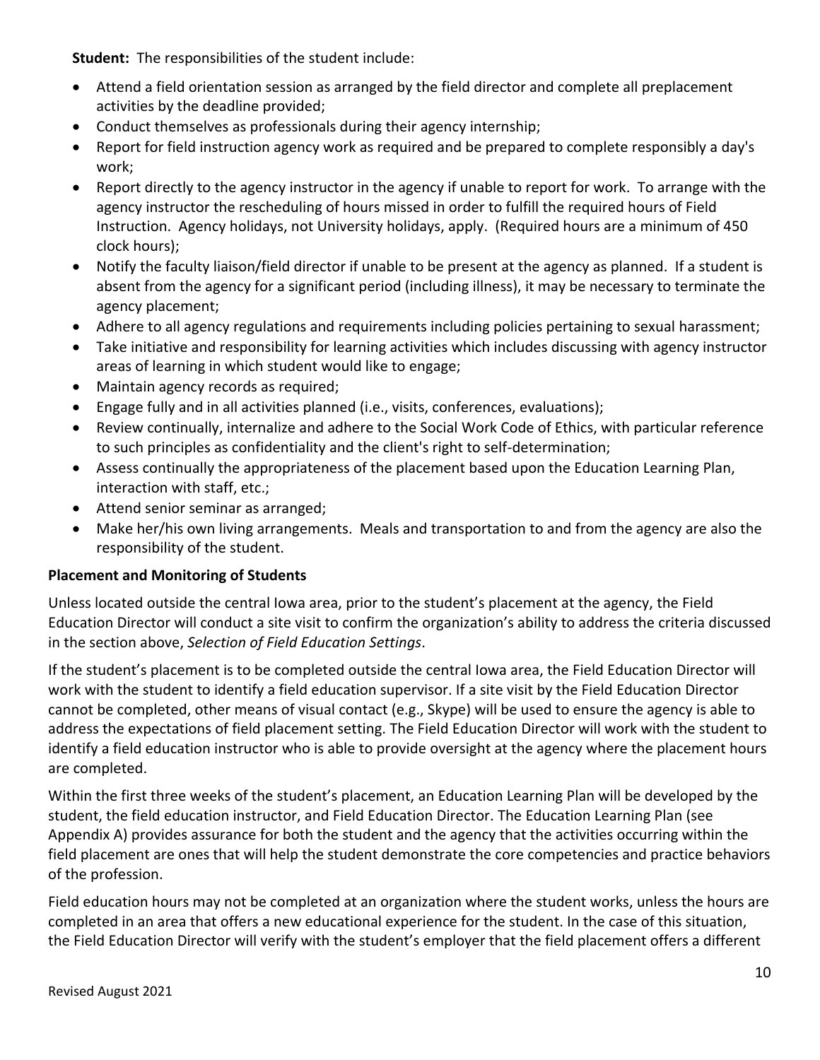**Student:** The responsibilities of the student include:

- Attend a field orientation session as arranged by the field director and complete all preplacement activities by the deadline provided;
- Conduct themselves as professionals during their agency internship;
- Report for field instruction agency work as required and be prepared to complete responsibly a day's work;
- Report directly to the agency instructor in the agency if unable to report for work. To arrange with the agency instructor the rescheduling of hours missed in order to fulfill the required hours of Field Instruction. Agency holidays, not University holidays, apply. (Required hours are a minimum of 450 clock hours);
- Notify the faculty liaison/field director if unable to be present at the agency as planned. If a student is absent from the agency for a significant period (including illness), it may be necessary to terminate the agency placement;
- Adhere to all agency regulations and requirements including policies pertaining to sexual harassment;
- Take initiative and responsibility for learning activities which includes discussing with agency instructor areas of learning in which student would like to engage;
- Maintain agency records as required;
- Engage fully and in all activities planned (i.e., visits, conferences, evaluations);
- Review continually, internalize and adhere to the Social Work Code of Ethics, with particular reference to such principles as confidentiality and the client's right to self-determination;
- Assess continually the appropriateness of the placement based upon the Education Learning Plan, interaction with staff, etc.;
- Attend senior seminar as arranged;
- Make her/his own living arrangements. Meals and transportation to and from the agency are also the responsibility of the student.

**Placement and Monitoring of Students**

Unless located outside the central Iowa area, prior to the student's placement at the agency, the Field Education Director will conduct a site visit to confirm the organization's ability to address the criteria discussed in the section above, *Selection of Field Education Settings*.

If the student's placement is to be completed outside the central Iowa area, the Field Education Director will work with the student to identify a field education supervisor. If a site visit by the Field Education Director cannot be completed, other means of visual contact (e.g., Skype) will be used to ensure the agency is able to address the expectations of field placement setting. The Field Education Director will work with the student to identify a field education instructor who is able to provide oversight at the agency where the placement hours are completed.

Within the first three weeks of the student's placement, an Education Learning Plan will be developed by the student, the field education instructor, and Field Education Director. The Education Learning Plan (see Appendix A) provides assurance for both the student and the agency that the activities occurring within the field placement are ones that will help the student demonstrate the core competencies and practice behaviors of the profession.

Field education hours may not be completed at an organization where the student works, unless the hours are completed in an area that offers a new educational experience for the student. In the case of this situation, the Field Education Director will verify with the student's employer that the field placement offers a different

Revised August 2021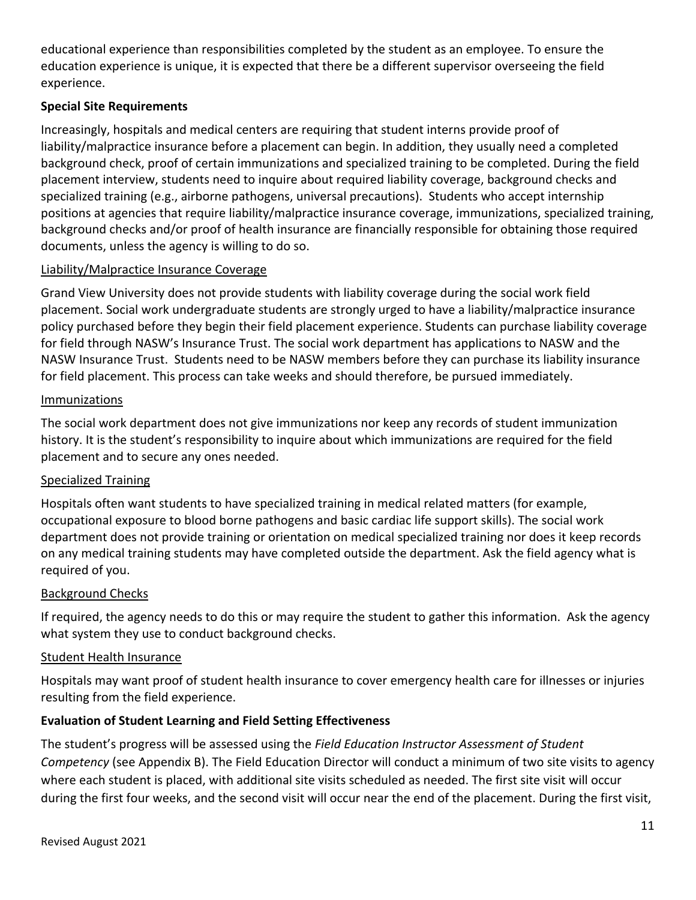educational experience than responsibilities completed by the student as an employee. To ensure the education experience is unique, it is expected that there be a different supervisor overseeing the field experience.

**Special Site Requirements**

Increasingly, hospitals and medical centers are requiring that student interns provide proof of liability/malpractice insurance before a placement can begin. In addition, they usually need a completed background check, proof of certain immunizations and specialized training to be completed. During the field placement interview, students need to inquire about required liability coverage, background checks and specialized training (e.g., airborne pathogens, universal precautions). Students who accept internship positions at agencies that require liability/malpractice insurance coverage, immunizations, specialized training, background checks and/or proof of health insurance are financially responsible for obtaining those required documents, unless the agency is willing to do so.

<u>Liability/Malpractice Insurance Coverage</u>

Grand View University does not provide students with liability coverage during the social work field placement. Social work undergraduate students are strongly urged to have a liability/malpractice insurance policy purchased before they begin their field placement experience. Students can purchase liability coverage for field through NASW's Insurance Trust. The social work department has applications to NASW and the NASW Insurance Trust. Students need to be NASW members before they can purchase its liability insurance for field placement. This process can take weeks and should therefore, be pursued immediately.

<u>Immunizations</u>

The social work department does not give immunizations nor keep any records of student immunization history. It is the student's responsibility to inquire about which immunizations are required for the field placement and to secure any ones needed.

<u>Specialized Training</u>

Hospitals often want students to have specialized training in medical related matters (for example, occupational exposure to blood borne pathogens and basic cardiac life support skills). The social work department does not provide training or orientation on medical specialized training nor does it keep records on any medical training students may have completed outside the department. Ask the field agency what is required of you.

<u>Background Checks</u>

If required, the agency needs to do this or may require the student to gather this information. Ask the agency what system they use to conduct background checks.

<u>Student Health Insurance</u>

Hospitals may want proof of student health insurance to cover emergency health care for illnesses or injuries resulting from the field experience.

**Evaluation of Student Learning and Field Setting Effectiveness**

The student's progress will be assessed using the *Field Education Instructor Assessment of Student Competency* (see Appendix B). The Field Education Director will conduct a minimum of two site visits to agency where each student is placed, with additional site visits scheduled as needed. The first site visit will occur during the first four weeks, and the second visit will occur near the end of the placement. During the first visit,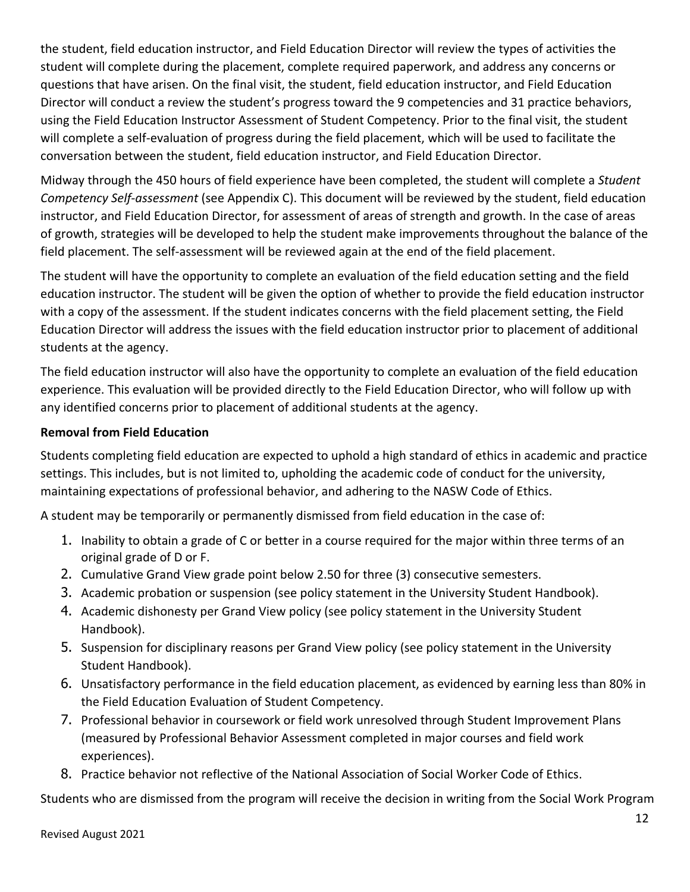the student, field education instructor, and Field Education Director will review the types of activities the student will complete during the placement, complete required paperwork, and address any concerns or questions that have arisen. On the final visit, the student, field education instructor, and Field Education Director will conduct a review the student's progress toward the 9 competencies and 31 practice behaviors, using the Field Education Instructor Assessment of Student Competency. Prior to the final visit, the student will complete a self-evaluation of progress during the field placement, which will be used to facilitate the conversation between the student, field education instructor, and Field Education Director.

Midway through the 450 hours of field experience have been completed, the student will complete a *Student Competency Self-assessment* (see Appendix C). This document will be reviewed by the student, field education instructor, and Field Education Director, for assessment of areas of strength and growth. In the case of areas of growth, strategies will be developed to help the student make improvements throughout the balance of the field placement. The self-assessment will be reviewed again at the end of the field placement.

The student will have the opportunity to complete an evaluation of the field education setting and the field education instructor. The student will be given the option of whether to provide the field education instructor with a copy of the assessment. If the student indicates concerns with the field placement setting, the Field Education Director will address the issues with the field education instructor prior to placement of additional students at the agency.

The field education instructor will also have the opportunity to complete an evaluation of the field education experience. This evaluation will be provided directly to the Field Education Director, who will follow up with any identified concerns prior to placement of additional students at the agency.

**Removal from Field Education**

Students completing field education are expected to uphold a high standard of ethics in academic and practice settings. This includes, but is not limited to, upholding the academic code of conduct for the university, maintaining expectations of professional behavior, and adhering to the NASW Code of Ethics.

A student may be temporarily or permanently dismissed from field education in the case of:

1. Inability to obtain a grade of C or better in a course required for the major within three terms of an original grade of D or F.
2. Cumulative Grand View grade point below 2.50 for three (3) consecutive semesters.
3. Academic probation or suspension (see policy statement in the University Student Handbook).
4. Academic dishonesty per Grand View policy (see policy statement in the University Student Handbook).
5. Suspension for disciplinary reasons per Grand View policy (see policy statement in the University Student Handbook).
6. Unsatisfactory performance in the field education placement, as evidenced by earning less than 80% in the Field Education Evaluation of Student Competency.
7. Professional behavior in coursework or field work unresolved through Student Improvement Plans (measured by Professional Behavior Assessment completed in major courses and field work experiences).
8. Practice behavior not reflective of the National Association of Social Worker Code of Ethics.

Students who are dismissed from the program will receive the decision in writing from the Social Work Program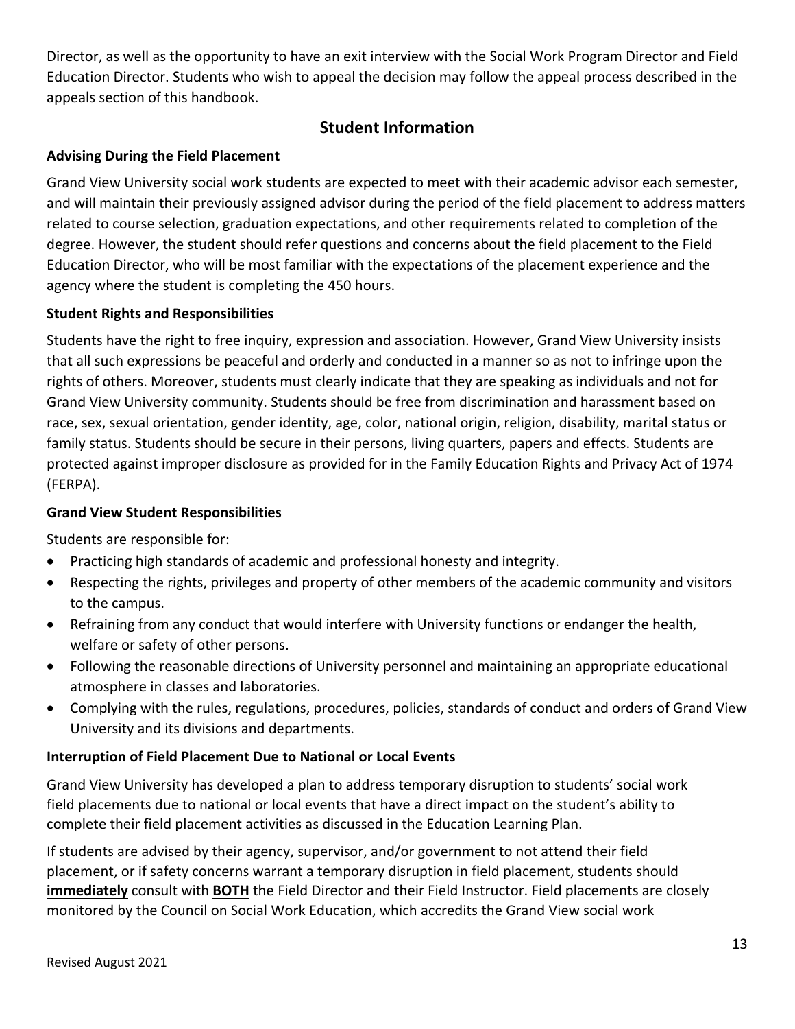Director, as well as the opportunity to have an exit interview with the Social Work Program Director and Field Education Director. Students who wish to appeal the decision may follow the appeal process described in the appeals section of this handbook.

## Student Information

### Advising During the Field Placement

Grand View University social work students are expected to meet with their academic advisor each semester, and will maintain their previously assigned advisor during the period of the field placement to address matters related to course selection, graduation expectations, and other requirements related to completion of the degree. However, the student should refer questions and concerns about the field placement to the Field Education Director, who will be most familiar with the expectations of the placement experience and the agency where the student is completing the 450 hours.

### Student Rights and Responsibilities

Students have the right to free inquiry, expression and association. However, Grand View University insists that all such expressions be peaceful and orderly and conducted in a manner so as not to infringe upon the rights of others. Moreover, students must clearly indicate that they are speaking as individuals and not for Grand View University community. Students should be free from discrimination and harassment based on race, sex, sexual orientation, gender identity, age, color, national origin, religion, disability, marital status or family status. Students should be secure in their persons, living quarters, papers and effects. Students are protected against improper disclosure as provided for in the Family Education Rights and Privacy Act of 1974 (FERPA).

### Grand View Student Responsibilities

Students are responsible for:

- Practicing high standards of academic and professional honesty and integrity.
- Respecting the rights, privileges and property of other members of the academic community and visitors to the campus.
- Refraining from any conduct that would interfere with University functions or endanger the health, welfare or safety of other persons.
- Following the reasonable directions of University personnel and maintaining an appropriate educational atmosphere in classes and laboratories.
- Complying with the rules, regulations, procedures, policies, standards of conduct and orders of Grand View University and its divisions and departments.

### Interruption of Field Placement Due to National or Local Events

Grand View University has developed a plan to address temporary disruption to students' social work field placements due to national or local events that have a direct impact on the student's ability to complete their field placement activities as discussed in the Education Learning Plan.

If students are advised by their agency, supervisor, and/or government to not attend their field placement, or if safety concerns warrant a temporary disruption in field placement, students should **immediately** consult with **BOTH** the Field Director and their Field Instructor. Field placements are closely monitored by the Council on Social Work Education, which accredits the Grand View social work

Revised August 2021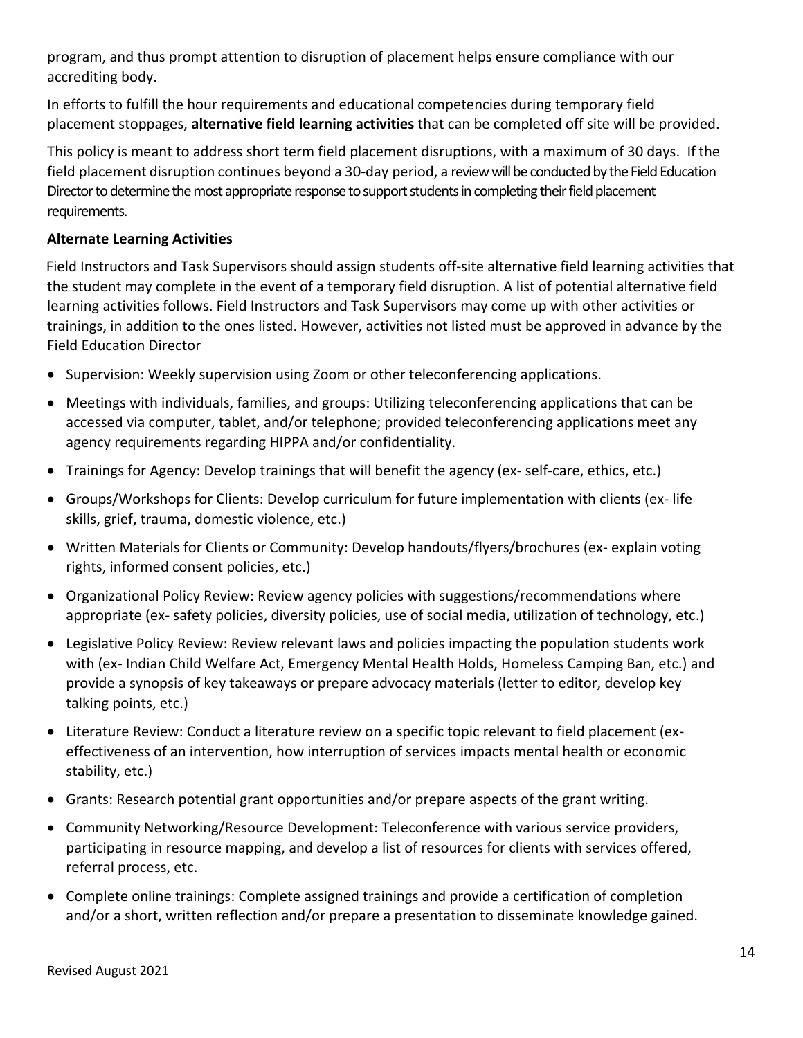program, and thus prompt attention to disruption of placement helps ensure compliance with our accrediting body.

In efforts to fulfill the hour requirements and educational competencies during temporary field placement stoppages, **alternative field learning activities** that can be completed off site will be provided.

This policy is meant to address short term field placement disruptions, with a maximum of 30 days. If the field placement disruption continues beyond a 30-day period, a review will be conducted by the Field Education Director to determine the most appropriate response to support students in completing their field placement requirements.

**Alternate Learning Activities**

Field Instructors and Task Supervisors should assign students off-site alternative field learning activities that the student may complete in the event of a temporary field disruption. A list of potential alternative field learning activities follows. Field Instructors and Task Supervisors may come up with other activities or trainings, in addition to the ones listed. However, activities not listed must be approved in advance by the Field Education Director

- Supervision: Weekly supervision using Zoom or other teleconferencing applications.
- Meetings with individuals, families, and groups: Utilizing teleconferencing applications that can be accessed via computer, tablet, and/or telephone; provided teleconferencing applications meet any agency requirements regarding HIPPA and/or confidentiality.
- Trainings for Agency: Develop trainings that will benefit the agency (ex- self-care, ethics, etc.)
- Groups/Workshops for Clients: Develop curriculum for future implementation with clients (ex- life skills, grief, trauma, domestic violence, etc.)
- Written Materials for Clients or Community: Develop handouts/flyers/brochures (ex- explain voting rights, informed consent policies, etc.)
- Organizational Policy Review: Review agency policies with suggestions/recommendations where appropriate (ex- safety policies, diversity policies, use of social media, utilization of technology, etc.)
- Legislative Policy Review: Review relevant laws and policies impacting the population students work with (ex- Indian Child Welfare Act, Emergency Mental Health Holds, Homeless Camping Ban, etc.) and provide a synopsis of key takeaways or prepare advocacy materials (letter to editor, develop key talking points, etc.)
- Literature Review: Conduct a literature review on a specific topic relevant to field placement (ex- effectiveness of an intervention, how interruption of services impacts mental health or economic stability, etc.)
- Grants: Research potential grant opportunities and/or prepare aspects of the grant writing.
- Community Networking/Resource Development: Teleconference with various service providers, participating in resource mapping, and develop a list of resources for clients with services offered, referral process, etc.
- Complete online trainings: Complete assigned trainings and provide a certification of completion and/or a short, written reflection and/or prepare a presentation to disseminate knowledge gained.

Revised August 2021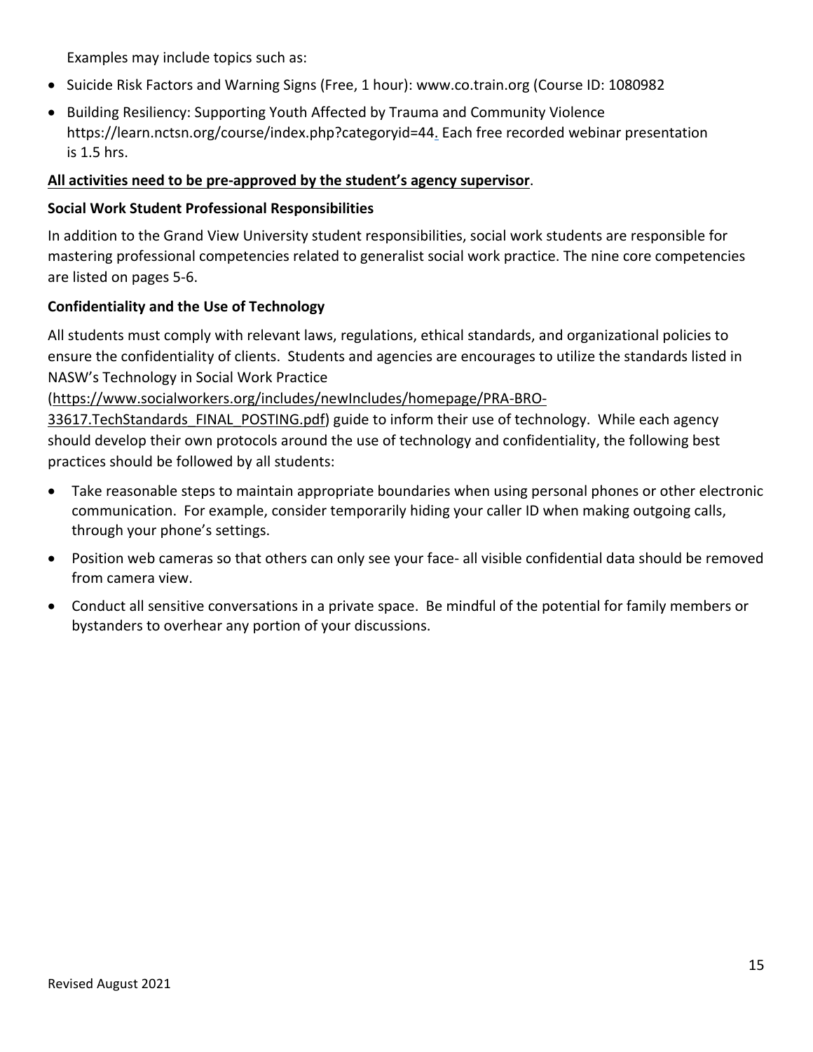Examples may include topics such as:

- Suicide Risk Factors and Warning Signs (Free, 1 hour): www.co.train.org (Course ID: 1080982
- Building Resiliency: Supporting Youth Affected by Trauma and Community Violence https://learn.nctsn.org/course/index.php?categoryid=44. Each free recorded webinar presentation is 1.5 hrs.

**All activities need to be pre-approved by the student's agency supervisor**.

**Social Work Student Professional Responsibilities**

In addition to the Grand View University student responsibilities, social work students are responsible for mastering professional competencies related to generalist social work practice. The nine core competencies are listed on pages 5-6.

**Confidentiality and the Use of Technology**

All students must comply with relevant laws, regulations, ethical standards, and organizational policies to ensure the confidentiality of clients. Students and agencies are encourages to utilize the standards listed in NASW's Technology in Social Work Practice (https://www.socialworkers.org/includes/newIncludes/homepage/PRA-BRO-33617.TechStandards_FINAL_POSTING.pdf) guide to inform their use of technology. While each agency should develop their own protocols around the use of technology and confidentiality, the following best practices should be followed by all students:

- Take reasonable steps to maintain appropriate boundaries when using personal phones or other electronic communication. For example, consider temporarily hiding your caller ID when making outgoing calls, through your phone's settings.
- Position web cameras so that others can only see your face- all visible confidential data should be removed from camera view.
- Conduct all sensitive conversations in a private space. Be mindful of the potential for family members or bystanders to overhear any portion of your discussions.

Revised August 2021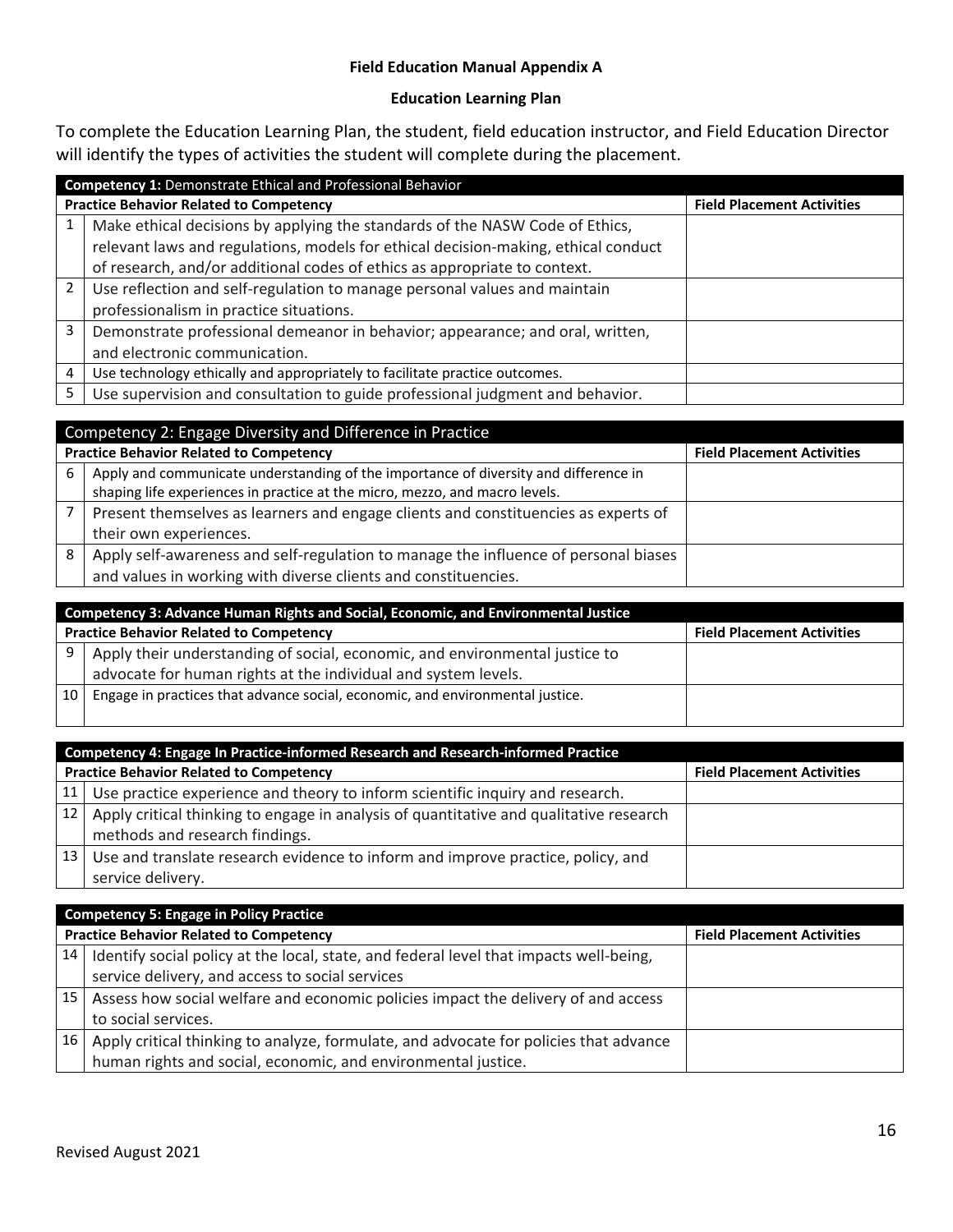**Field Education Manual Appendix A**

**Education Learning Plan**

To complete the Education Learning Plan, the student, field education instructor, and Field Education Director will identify the types of activities the student will complete during the placement.

| **Competency 1:** Demonstrate Ethical and Professional Behavior | | |
|---|---|---|
| **Practice Behavior Related to Competency** | | **Field Placement Activities** |
| 1 | Make ethical decisions by applying the standards of the NASW Code of Ethics, relevant laws and regulations, models for ethical decision-making, ethical conduct of research, and/or additional codes of ethics as appropriate to context. | |
| 2 | Use reflection and self-regulation to manage personal values and maintain professionalism in practice situations. | |
| 3 | Demonstrate professional demeanor in behavior; appearance; and oral, written, and electronic communication. | |
| 4 | Use technology ethically and appropriately to facilitate practice outcomes. | |
| 5 | Use supervision and consultation to guide professional judgment and behavior. | |

| Competency 2: Engage Diversity and Difference in Practice | | |
|---|---|---|
| **Practice Behavior Related to Competency** | | **Field Placement Activities** |
| 6 | Apply and communicate understanding of the importance of diversity and difference in shaping life experiences in practice at the micro, mezzo, and macro levels. | |
| 7 | Present themselves as learners and engage clients and constituencies as experts of their own experiences. | |
| 8 | Apply self-awareness and self-regulation to manage the influence of personal biases and values in working with diverse clients and constituencies. | |

| **Competency 3: Advance Human Rights and Social, Economic, and Environmental Justice** | | |
|---|---|---|
| **Practice Behavior Related to Competency** | | **Field Placement Activities** |
| 9 | Apply their understanding of social, economic, and environmental justice to advocate for human rights at the individual and system levels. | |
| 10 | Engage in practices that advance social, economic, and environmental justice. | |

| **Competency 4: Engage In Practice-informed Research and Research-informed Practice** | | |
|---|---|---|
| **Practice Behavior Related to Competency** | | **Field Placement Activities** |
| 11 | Use practice experience and theory to inform scientific inquiry and research. | |
| 12 | Apply critical thinking to engage in analysis of quantitative and qualitative research methods and research findings. | |
| 13 | Use and translate research evidence to inform and improve practice, policy, and service delivery. | |

| **Competency 5: Engage in Policy Practice** | | |
|---|---|---|
| **Practice Behavior Related to Competency** | | **Field Placement Activities** |
| 14 | Identify social policy at the local, state, and federal level that impacts well-being, service delivery, and access to social services | |
| 15 | Assess how social welfare and economic policies impact the delivery of and access to social services. | |
| 16 | Apply critical thinking to analyze, formulate, and advocate for policies that advance human rights and social, economic, and environmental justice. | |

Revised August 2021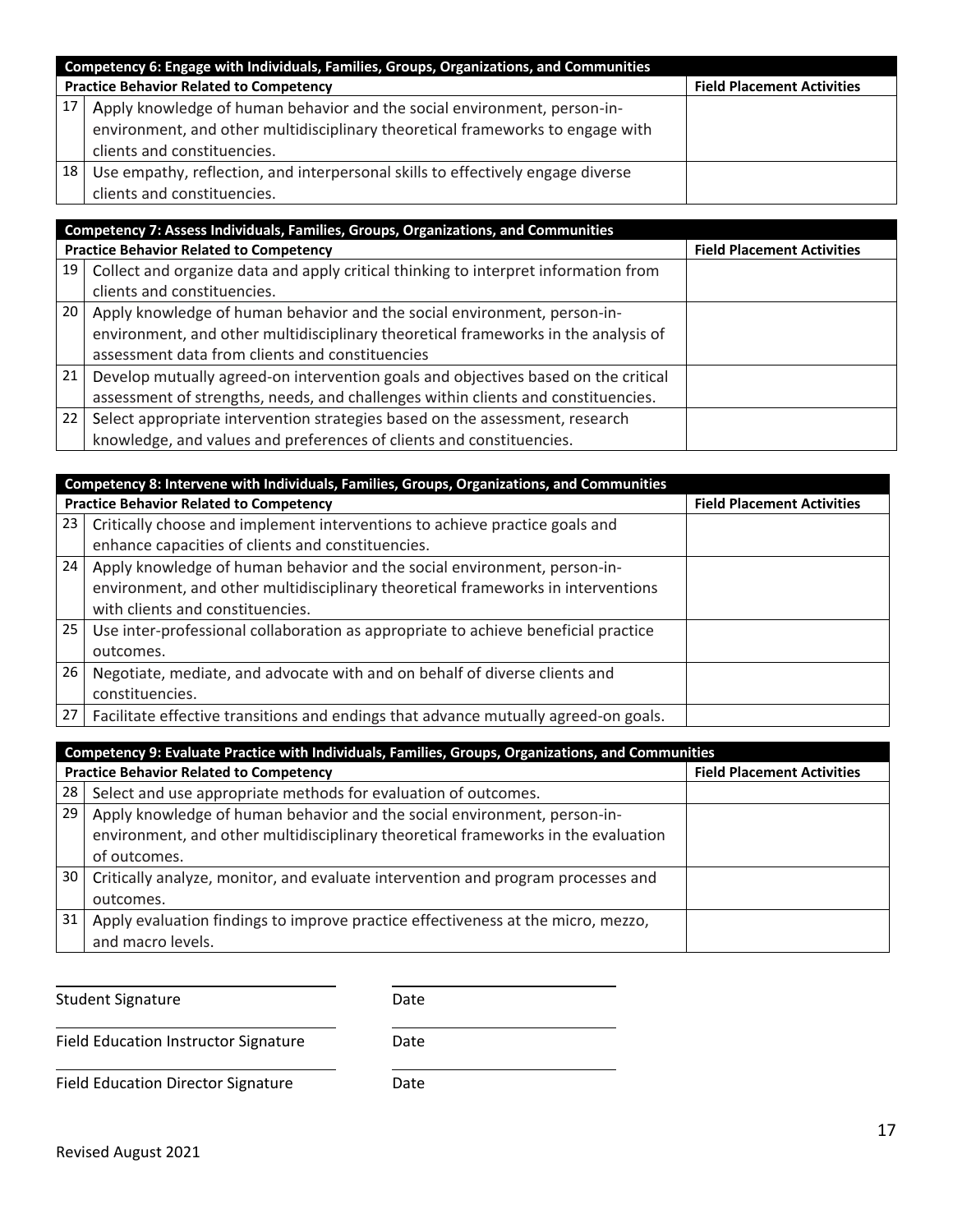| Competency 6: Engage with Individuals, Families, Groups, Organizations, and Communities | | |
|---|---|---|
| | **Practice Behavior Related to Competency** | **Field Placement Activities** |
| 17 | Apply knowledge of human behavior and the social environment, person-in-environment, and other multidisciplinary theoretical frameworks to engage with clients and constituencies. | |
| 18 | Use empathy, reflection, and interpersonal skills to effectively engage diverse clients and constituencies. | |

| Competency 7: Assess Individuals, Families, Groups, Organizations, and Communities | | |
|---|---|---|
| | **Practice Behavior Related to Competency** | **Field Placement Activities** |
| 19 | Collect and organize data and apply critical thinking to interpret information from clients and constituencies. | |
| 20 | Apply knowledge of human behavior and the social environment, person-in-environment, and other multidisciplinary theoretical frameworks in the analysis of assessment data from clients and constituencies | |
| 21 | Develop mutually agreed-on intervention goals and objectives based on the critical assessment of strengths, needs, and challenges within clients and constituencies. | |
| 22 | Select appropriate intervention strategies based on the assessment, research knowledge, and values and preferences of clients and constituencies. | |

| Competency 8: Intervene with Individuals, Families, Groups, Organizations, and Communities | | |
|---|---|---|
| | **Practice Behavior Related to Competency** | **Field Placement Activities** |
| 23 | Critically choose and implement interventions to achieve practice goals and enhance capacities of clients and constituencies. | |
| 24 | Apply knowledge of human behavior and the social environment, person-in-environment, and other multidisciplinary theoretical frameworks in interventions with clients and constituencies. | |
| 25 | Use inter-professional collaboration as appropriate to achieve beneficial practice outcomes. | |
| 26 | Negotiate, mediate, and advocate with and on behalf of diverse clients and constituencies. | |
| 27 | Facilitate effective transitions and endings that advance mutually agreed-on goals. | |

| Competency 9: Evaluate Practice with Individuals, Families, Groups, Organizations, and Communities | | |
|---|---|---|
| | **Practice Behavior Related to Competency** | **Field Placement Activities** |
| 28 | Select and use appropriate methods for evaluation of outcomes. | |
| 29 | Apply knowledge of human behavior and the social environment, person-in-environment, and other multidisciplinary theoretical frameworks in the evaluation of outcomes. | |
| 30 | Critically analyze, monitor, and evaluate intervention and program processes and outcomes. | |
| 31 | Apply evaluation findings to improve practice effectiveness at the micro, mezzo, and macro levels. | |

\_\_\_\_\_\_\_\_\_\_\_\_\_\_\_\_\_\_\_\_\_\_\_\_\_\_\_\_ \_\_\_\_\_\_\_\_\_\_\_\_\_\_\_\_\_\_\_\_

Student Signature Date

\_\_\_\_\_\_\_\_\_\_\_\_\_\_\_\_\_\_\_\_\_\_\_\_\_\_\_\_ \_\_\_\_\_\_\_\_\_\_\_\_\_\_\_\_\_\_\_\_

Field Education Instructor Signature Date

\_\_\_\_\_\_\_\_\_\_\_\_\_\_\_\_\_\_\_\_\_\_\_\_\_\_\_\_ \_\_\_\_\_\_\_\_\_\_\_\_\_\_\_\_\_\_\_\_

Field Education Director Signature Date

Revised August 2021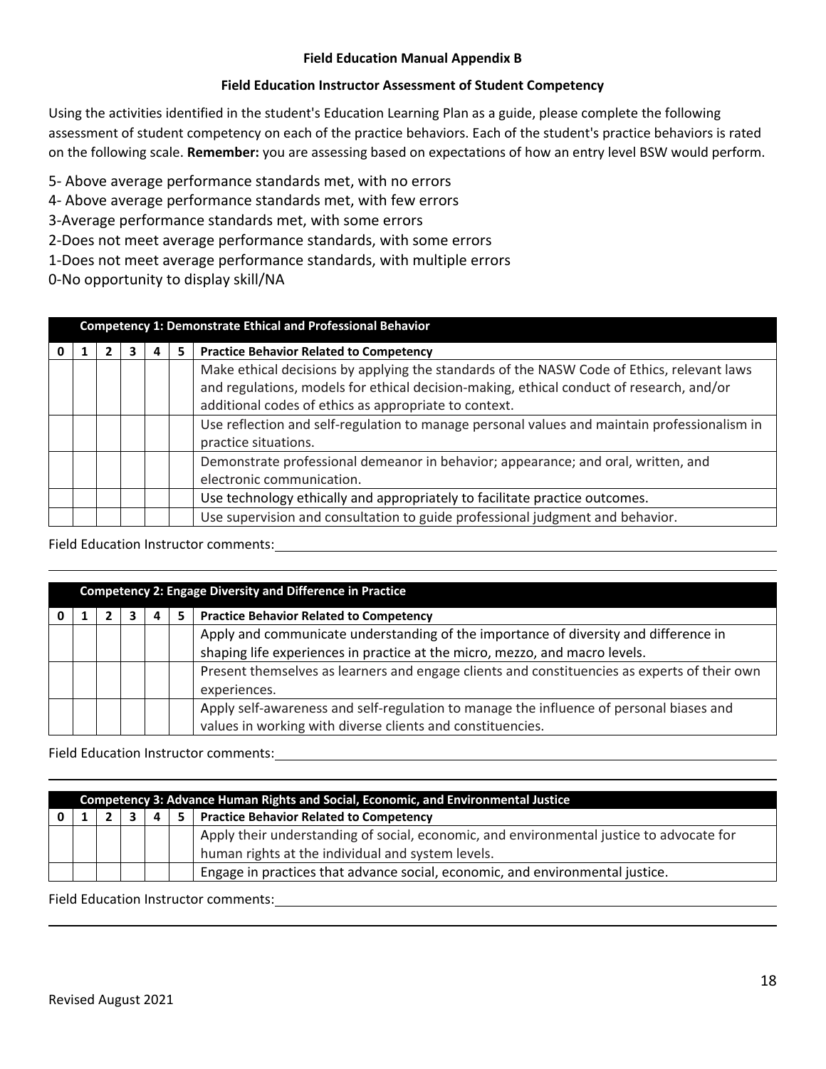**Field Education Manual Appendix B**

**Field Education Instructor Assessment of Student Competency**

Using the activities identified in the student's Education Learning Plan as a guide, please complete the following assessment of student competency on each of the practice behaviors. Each of the student's practice behaviors is rated on the following scale. **Remember:** you are assessing based on expectations of how an entry level BSW would perform.

5- Above average performance standards met, with no errors
4- Above average performance standards met, with few errors
3-Average performance standards met, with some errors
2-Does not meet average performance standards, with some errors
1-Does not meet average performance standards, with multiple errors
0-No opportunity to display skill/NA

| | | | | | | **Competency 1: Demonstrate Ethical and Professional Behavior** |
|---|---|---|---|---|---|---|
| **0** | **1** | **2** | **3** | **4** | **5** | **Practice Behavior Related to Competency** |
| | | | | | | Make ethical decisions by applying the standards of the NASW Code of Ethics, relevant laws and regulations, models for ethical decision-making, ethical conduct of research, and/or additional codes of ethics as appropriate to context. |
| | | | | | | Use reflection and self-regulation to manage personal values and maintain professionalism in practice situations. |
| | | | | | | Demonstrate professional demeanor in behavior; appearance; and oral, written, and electronic communication. |
| | | | | | | Use technology ethically and appropriately to facilitate practice outcomes. |
| | | | | | | Use supervision and consultation to guide professional judgment and behavior. |

Field Education Instructor comments:\_\_\_\_\_\_\_\_\_\_\_\_\_\_\_\_\_\_\_\_\_\_\_\_\_\_\_\_\_\_\_\_\_\_\_\_\_\_\_\_\_\_\_\_\_\_\_\_

\_\_\_\_\_\_\_\_\_\_\_\_\_\_\_\_\_\_\_\_\_\_\_\_\_\_\_\_\_\_\_\_\_\_\_\_\_\_\_\_\_\_\_\_\_\_\_\_\_\_\_\_\_\_\_\_\_\_\_\_\_\_\_\_\_\_\_\_\_\_\_\_\_\_\_\_

| | | | | | | **Competency 2: Engage Diversity and Difference in Practice** |
|---|---|---|---|---|---|---|
| **0** | **1** | **2** | **3** | **4** | **5** | **Practice Behavior Related to Competency** |
| | | | | | | Apply and communicate understanding of the importance of diversity and difference in shaping life experiences in practice at the micro, mezzo, and macro levels. |
| | | | | | | Present themselves as learners and engage clients and constituencies as experts of their own experiences. |
| | | | | | | Apply self-awareness and self-regulation to manage the influence of personal biases and values in working with diverse clients and constituencies. |

Field Education Instructor comments:\_\_\_\_\_\_\_\_\_\_\_\_\_\_\_\_\_\_\_\_\_\_\_\_\_\_\_\_\_\_\_\_\_\_\_\_\_\_\_\_\_\_\_\_\_\_\_\_

\_\_\_\_\_\_\_\_\_\_\_\_\_\_\_\_\_\_\_\_\_\_\_\_\_\_\_\_\_\_\_\_\_\_\_\_\_\_\_\_\_\_\_\_\_\_\_\_\_\_\_\_\_\_\_\_\_\_\_\_\_\_\_\_\_\_\_\_\_\_\_\_\_\_\_\_

| | | | | | | **Competency 3: Advance Human Rights and Social, Economic, and Environmental Justice** |
|---|---|---|---|---|---|---|
| **0** | **1** | **2** | **3** | **4** | **5** | **Practice Behavior Related to Competency** |
| | | | | | | Apply their understanding of social, economic, and environmental justice to advocate for human rights at the individual and system levels. |
| | | | | | | Engage in practices that advance social, economic, and environmental justice. |

Field Education Instructor comments:\_\_\_\_\_\_\_\_\_\_\_\_\_\_\_\_\_\_\_\_\_\_\_\_\_\_\_\_\_\_\_\_\_\_\_\_\_\_\_\_\_\_\_\_\_\_\_\_

\_\_\_\_\_\_\_\_\_\_\_\_\_\_\_\_\_\_\_\_\_\_\_\_\_\_\_\_\_\_\_\_\_\_\_\_\_\_\_\_\_\_\_\_\_\_\_\_\_\_\_\_\_\_\_\_\_\_\_\_\_\_\_\_\_\_\_\_\_\_\_\_\_\_\_\_

Revised August 2021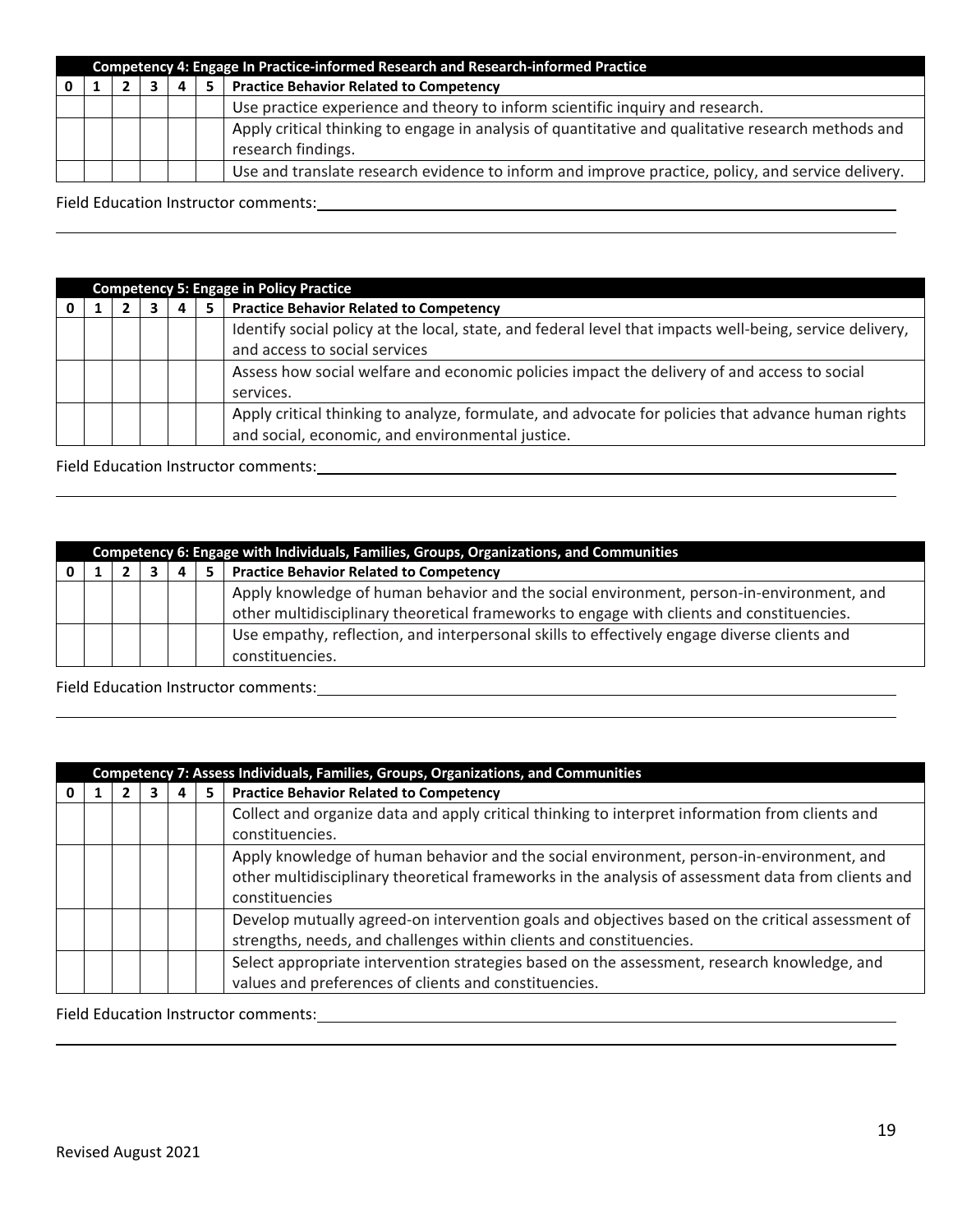| | | | | | | Competency 4: Engage In Practice-informed Research and Research-informed Practice |
|---|---|---|---|---|---|---|
| 0 | 1 | 2 | 3 | 4 | 5 | **Practice Behavior Related to Competency** |
| | | | | | | Use practice experience and theory to inform scientific inquiry and research. |
| | | | | | | Apply critical thinking to engage in analysis of quantitative and qualitative research methods and research findings. |
| | | | | | | Use and translate research evidence to inform and improve practice, policy, and service delivery. |

Field Education Instructor comments:

| | | | | | | Competency 5: Engage in Policy Practice |
|---|---|---|---|---|---|---|
| 0 | 1 | 2 | 3 | 4 | 5 | **Practice Behavior Related to Competency** |
| | | | | | | Identify social policy at the local, state, and federal level that impacts well-being, service delivery, and access to social services |
| | | | | | | Assess how social welfare and economic policies impact the delivery of and access to social services. |
| | | | | | | Apply critical thinking to analyze, formulate, and advocate for policies that advance human rights and social, economic, and environmental justice. |

Field Education Instructor comments:

| | | | | | | Competency 6: Engage with Individuals, Families, Groups, Organizations, and Communities |
|---|---|---|---|---|---|---|
| 0 | 1 | 2 | 3 | 4 | 5 | **Practice Behavior Related to Competency** |
| | | | | | | Apply knowledge of human behavior and the social environment, person-in-environment, and other multidisciplinary theoretical frameworks to engage with clients and constituencies. |
| | | | | | | Use empathy, reflection, and interpersonal skills to effectively engage diverse clients and constituencies. |

Field Education Instructor comments:

| | | | | | | Competency 7: Assess Individuals, Families, Groups, Organizations, and Communities |
|---|---|---|---|---|---|---|
| 0 | 1 | 2 | 3 | 4 | 5 | **Practice Behavior Related to Competency** |
| | | | | | | Collect and organize data and apply critical thinking to interpret information from clients and constituencies. |
| | | | | | | Apply knowledge of human behavior and the social environment, person-in-environment, and other multidisciplinary theoretical frameworks in the analysis of assessment data from clients and constituencies |
| | | | | | | Develop mutually agreed-on intervention goals and objectives based on the critical assessment of strengths, needs, and challenges within clients and constituencies. |
| | | | | | | Select appropriate intervention strategies based on the assessment, research knowledge, and values and preferences of clients and constituencies. |

Field Education Instructor comments:

Revised August 2021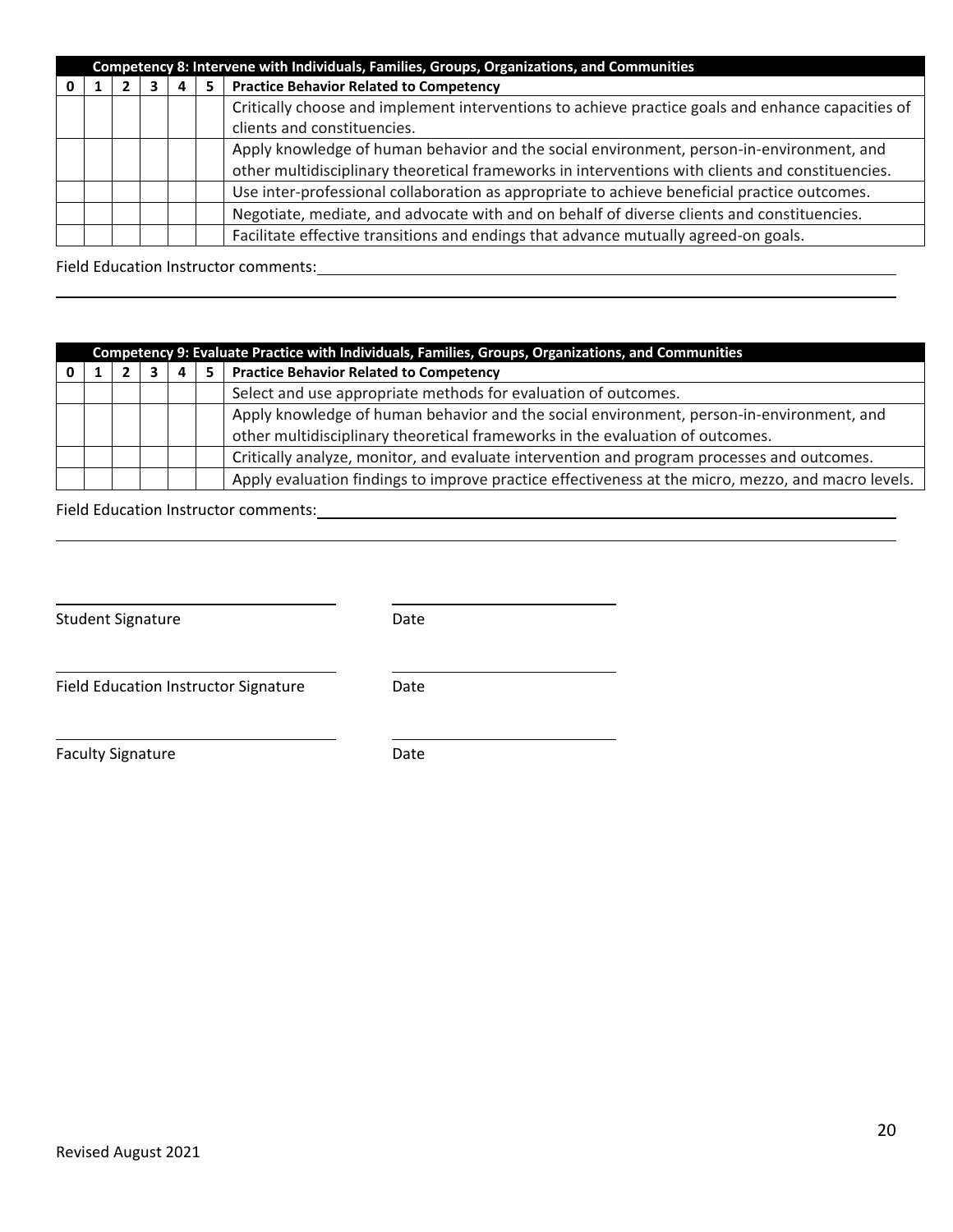| Competency 8: Intervene with Individuals, Families, Groups, Organizations, and Communities | | | | | | |
|---|---|---|---|---|---|---|
| **0** | **1** | **2** | **3** | **4** | **5** | **Practice Behavior Related to Competency** |
| | | | | | | Critically choose and implement interventions to achieve practice goals and enhance capacities of clients and constituencies. |
| | | | | | | Apply knowledge of human behavior and the social environment, person-in-environment, and other multidisciplinary theoretical frameworks in interventions with clients and constituencies. |
| | | | | | | Use inter-professional collaboration as appropriate to achieve beneficial practice outcomes. |
| | | | | | | Negotiate, mediate, and advocate with and on behalf of diverse clients and constituencies. |
| | | | | | | Facilitate effective transitions and endings that advance mutually agreed-on goals. |

Field Education Instructor comments: ________________________________________________

______________________________________________________________________________

| Competency 9: Evaluate Practice with Individuals, Families, Groups, Organizations, and Communities | | | | | | |
|---|---|---|---|---|---|---|
| **0** | **1** | **2** | **3** | **4** | **5** | **Practice Behavior Related to Competency** |
| | | | | | | Select and use appropriate methods for evaluation of outcomes. |
| | | | | | | Apply knowledge of human behavior and the social environment, person-in-environment, and other multidisciplinary theoretical frameworks in the evaluation of outcomes. |
| | | | | | | Critically analyze, monitor, and evaluate intervention and program processes and outcomes. |
| | | | | | | Apply evaluation findings to improve practice effectiveness at the micro, mezzo, and macro levels. |

Field Education Instructor comments: ________________________________________________

______________________________________________________________________________

________________________________ ________________________

Student Signature Date

________________________________ ________________________

Field Education Instructor Signature Date

________________________________ ________________________

Faculty Signature Date

Revised August 2021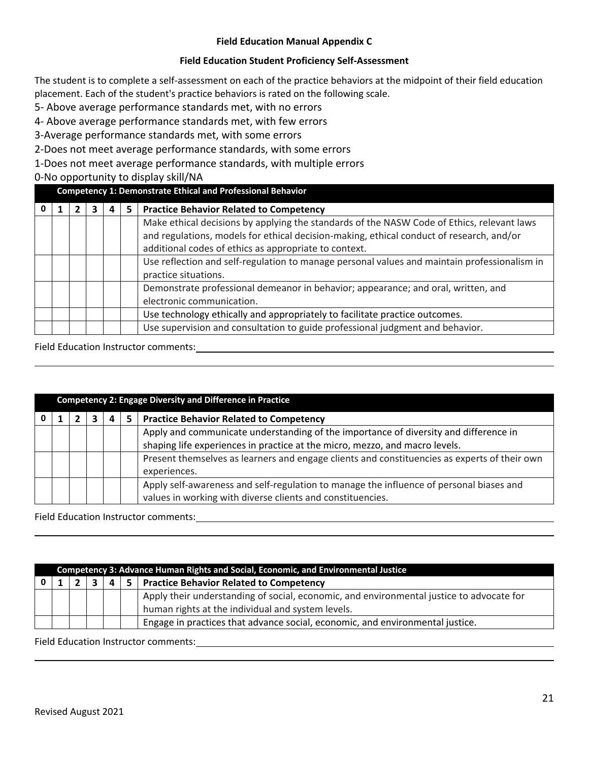**Field Education Manual Appendix C**

**Field Education Student Proficiency Self-Assessment**

The student is to complete a self-assessment on each of the practice behaviors at the midpoint of their field education placement. Each of the student's practice behaviors is rated on the following scale.

5- Above average performance standards met, with no errors
4- Above average performance standards met, with few errors
3-Average performance standards met, with some errors
2-Does not meet average performance standards, with some errors
1-Does not meet average performance standards, with multiple errors
0-No opportunity to display skill/NA

| | | | | | | **Competency 1: Demonstrate Ethical and Professional Behavior** |
|---|---|---|---|---|---|---|
| **0** | **1** | **2** | **3** | **4** | **5** | **Practice Behavior Related to Competency** |
| | | | | | | Make ethical decisions by applying the standards of the NASW Code of Ethics, relevant laws and regulations, models for ethical decision-making, ethical conduct of research, and/or additional codes of ethics as appropriate to context. |
| | | | | | | Use reflection and self-regulation to manage personal values and maintain professionalism in practice situations. |
| | | | | | | Demonstrate professional demeanor in behavior; appearance; and oral, written, and electronic communication. |
| | | | | | | Use technology ethically and appropriately to facilitate practice outcomes. |
| | | | | | | Use supervision and consultation to guide professional judgment and behavior. |

Field Education Instructor comments:\_\_\_\_\_\_\_\_\_\_\_\_\_\_\_\_\_\_\_\_\_\_\_\_\_\_\_\_\_\_\_\_\_\_\_\_\_\_\_\_

| | | | | | | **Competency 2: Engage Diversity and Difference in Practice** |
|---|---|---|---|---|---|---|
| **0** | **1** | **2** | **3** | **4** | **5** | **Practice Behavior Related to Competency** |
| | | | | | | Apply and communicate understanding of the importance of diversity and difference in shaping life experiences in practice at the micro, mezzo, and macro levels. |
| | | | | | | Present themselves as learners and engage clients and constituencies as experts of their own experiences. |
| | | | | | | Apply self-awareness and self-regulation to manage the influence of personal biases and values in working with diverse clients and constituencies. |

Field Education Instructor comments:\_\_\_\_\_\_\_\_\_\_\_\_\_\_\_\_\_\_\_\_\_\_\_\_\_\_\_\_\_\_\_\_\_\_\_\_\_\_\_\_

| | | | | | | **Competency 3: Advance Human Rights and Social, Economic, and Environmental Justice** |
|---|---|---|---|---|---|---|
| **0** | **1** | **2** | **3** | **4** | **5** | **Practice Behavior Related to Competency** |
| | | | | | | Apply their understanding of social, economic, and environmental justice to advocate for human rights at the individual and system levels. |
| | | | | | | Engage in practices that advance social, economic, and environmental justice. |

Field Education Instructor comments:\_\_\_\_\_\_\_\_\_\_\_\_\_\_\_\_\_\_\_\_\_\_\_\_\_\_\_\_\_\_\_\_\_\_\_\_\_\_\_\_

Revised August 2021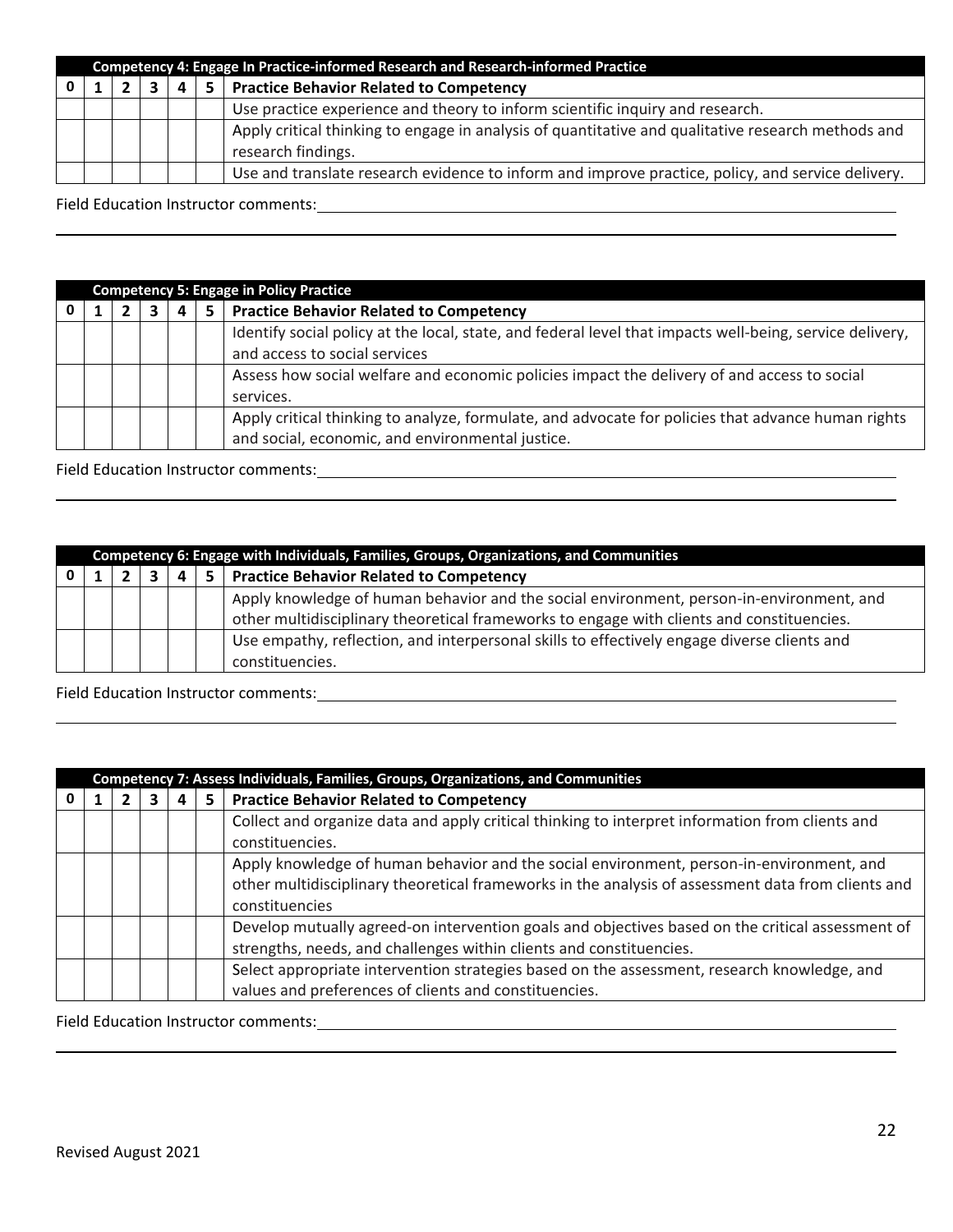| | | | | | | Competency 4: Engage In Practice-informed Research and Research-informed Practice |
|---|---|---|---|---|---|---|
| **0** | **1** | **2** | **3** | **4** | **5** | **Practice Behavior Related to Competency** |
| | | | | | | Use practice experience and theory to inform scientific inquiry and research. |
| | | | | | | Apply critical thinking to engage in analysis of quantitative and qualitative research methods and research findings. |
| | | | | | | Use and translate research evidence to inform and improve practice, policy, and service delivery. |

Field Education Instructor comments:

| | | | | | | Competency 5: Engage in Policy Practice |
|---|---|---|---|---|---|---|
| **0** | **1** | **2** | **3** | **4** | **5** | **Practice Behavior Related to Competency** |
| | | | | | | Identify social policy at the local, state, and federal level that impacts well-being, service delivery, and access to social services |
| | | | | | | Assess how social welfare and economic policies impact the delivery of and access to social services. |
| | | | | | | Apply critical thinking to analyze, formulate, and advocate for policies that advance human rights and social, economic, and environmental justice. |

Field Education Instructor comments:

| | | | | | | Competency 6: Engage with Individuals, Families, Groups, Organizations, and Communities |
|---|---|---|---|---|---|---|
| **0** | **1** | **2** | **3** | **4** | **5** | **Practice Behavior Related to Competency** |
| | | | | | | Apply knowledge of human behavior and the social environment, person-in-environment, and other multidisciplinary theoretical frameworks to engage with clients and constituencies. |
| | | | | | | Use empathy, reflection, and interpersonal skills to effectively engage diverse clients and constituencies. |

Field Education Instructor comments:

| | | | | | | Competency 7: Assess Individuals, Families, Groups, Organizations, and Communities |
|---|---|---|---|---|---|---|
| **0** | **1** | **2** | **3** | **4** | **5** | **Practice Behavior Related to Competency** |
| | | | | | | Collect and organize data and apply critical thinking to interpret information from clients and constituencies. |
| | | | | | | Apply knowledge of human behavior and the social environment, person-in-environment, and other multidisciplinary theoretical frameworks in the analysis of assessment data from clients and constituencies |
| | | | | | | Develop mutually agreed-on intervention goals and objectives based on the critical assessment of strengths, needs, and challenges within clients and constituencies. |
| | | | | | | Select appropriate intervention strategies based on the assessment, research knowledge, and values and preferences of clients and constituencies. |

Field Education Instructor comments:

Revised August 2021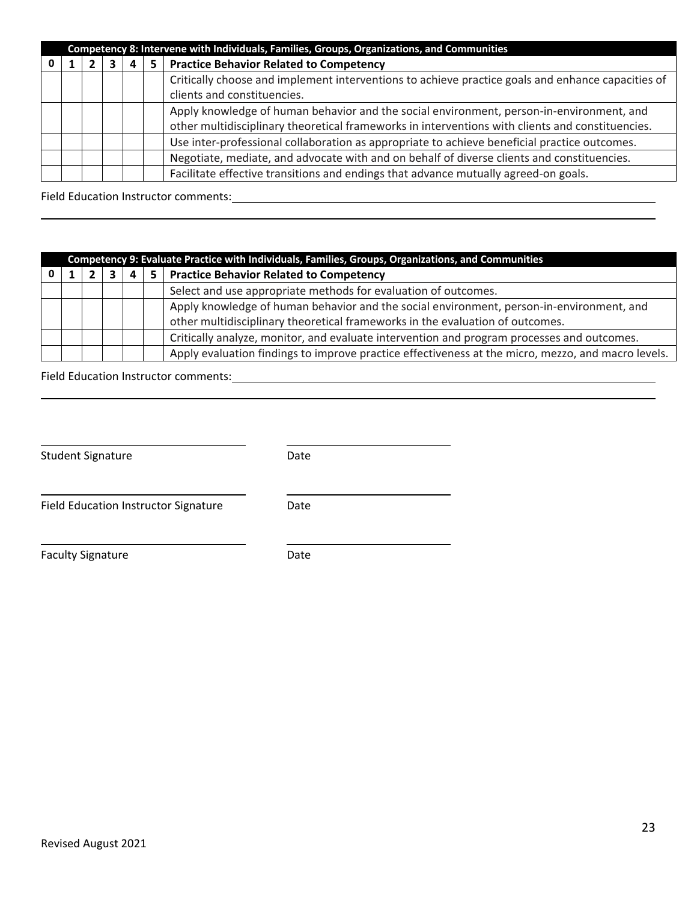| | | | | | | Competency 8: Intervene with Individuals, Families, Groups, Organizations, and Communities |
|---|---|---|---|---|---|---|
| **0** | **1** | **2** | **3** | **4** | **5** | **Practice Behavior Related to Competency** |
| | | | | | | Critically choose and implement interventions to achieve practice goals and enhance capacities of clients and constituencies. |
| | | | | | | Apply knowledge of human behavior and the social environment, person-in-environment, and other multidisciplinary theoretical frameworks in interventions with clients and constituencies. |
| | | | | | | Use inter-professional collaboration as appropriate to achieve beneficial practice outcomes. |
| | | | | | | Negotiate, mediate, and advocate with and on behalf of diverse clients and constituencies. |
| | | | | | | Facilitate effective transitions and endings that advance mutually agreed-on goals. |

Field Education Instructor comments:\_\_\_\_\_\_\_\_\_\_\_\_\_\_\_\_\_\_\_\_\_\_\_\_\_\_\_\_\_\_\_\_\_\_\_\_\_\_\_\_\_\_\_\_

\_\_\_\_\_\_\_\_\_\_\_\_\_\_\_\_\_\_\_\_\_\_\_\_\_\_\_\_\_\_\_\_\_\_\_\_\_\_\_\_\_\_\_\_\_\_\_\_\_\_\_\_\_\_\_\_\_\_\_\_\_\_\_\_\_\_\_\_\_\_

| | | | | | | Competency 9: Evaluate Practice with Individuals, Families, Groups, Organizations, and Communities |
|---|---|---|---|---|---|---|
| **0** | **1** | **2** | **3** | **4** | **5** | **Practice Behavior Related to Competency** |
| | | | | | | Select and use appropriate methods for evaluation of outcomes. |
| | | | | | | Apply knowledge of human behavior and the social environment, person-in-environment, and other multidisciplinary theoretical frameworks in the evaluation of outcomes. |
| | | | | | | Critically analyze, monitor, and evaluate intervention and program processes and outcomes. |
| | | | | | | Apply evaluation findings to improve practice effectiveness at the micro, mezzo, and macro levels. |

Field Education Instructor comments:\_\_\_\_\_\_\_\_\_\_\_\_\_\_\_\_\_\_\_\_\_\_\_\_\_\_\_\_\_\_\_\_\_\_\_\_\_\_\_\_\_\_\_\_

\_\_\_\_\_\_\_\_\_\_\_\_\_\_\_\_\_\_\_\_\_\_\_\_\_\_\_\_\_\_\_\_\_\_\_\_\_\_\_\_\_\_\_\_\_\_\_\_\_\_\_\_\_\_\_\_\_\_\_\_\_\_\_\_\_\_\_\_\_\_

\_\_\_\_\_\_\_\_\_\_\_\_\_\_\_\_\_\_\_\_\_\_\_\_\_\_\_\_ \_\_\_\_\_\_\_\_\_\_\_\_\_\_\_\_\_\_\_\_\_\_
Student Signature Date

\_\_\_\_\_\_\_\_\_\_\_\_\_\_\_\_\_\_\_\_\_\_\_\_\_\_\_\_ \_\_\_\_\_\_\_\_\_\_\_\_\_\_\_\_\_\_\_\_\_\_
Field Education Instructor Signature Date

\_\_\_\_\_\_\_\_\_\_\_\_\_\_\_\_\_\_\_\_\_\_\_\_\_\_\_\_ \_\_\_\_\_\_\_\_\_\_\_\_\_\_\_\_\_\_\_\_\_\_
Faculty Signature Date

Revised August 2021